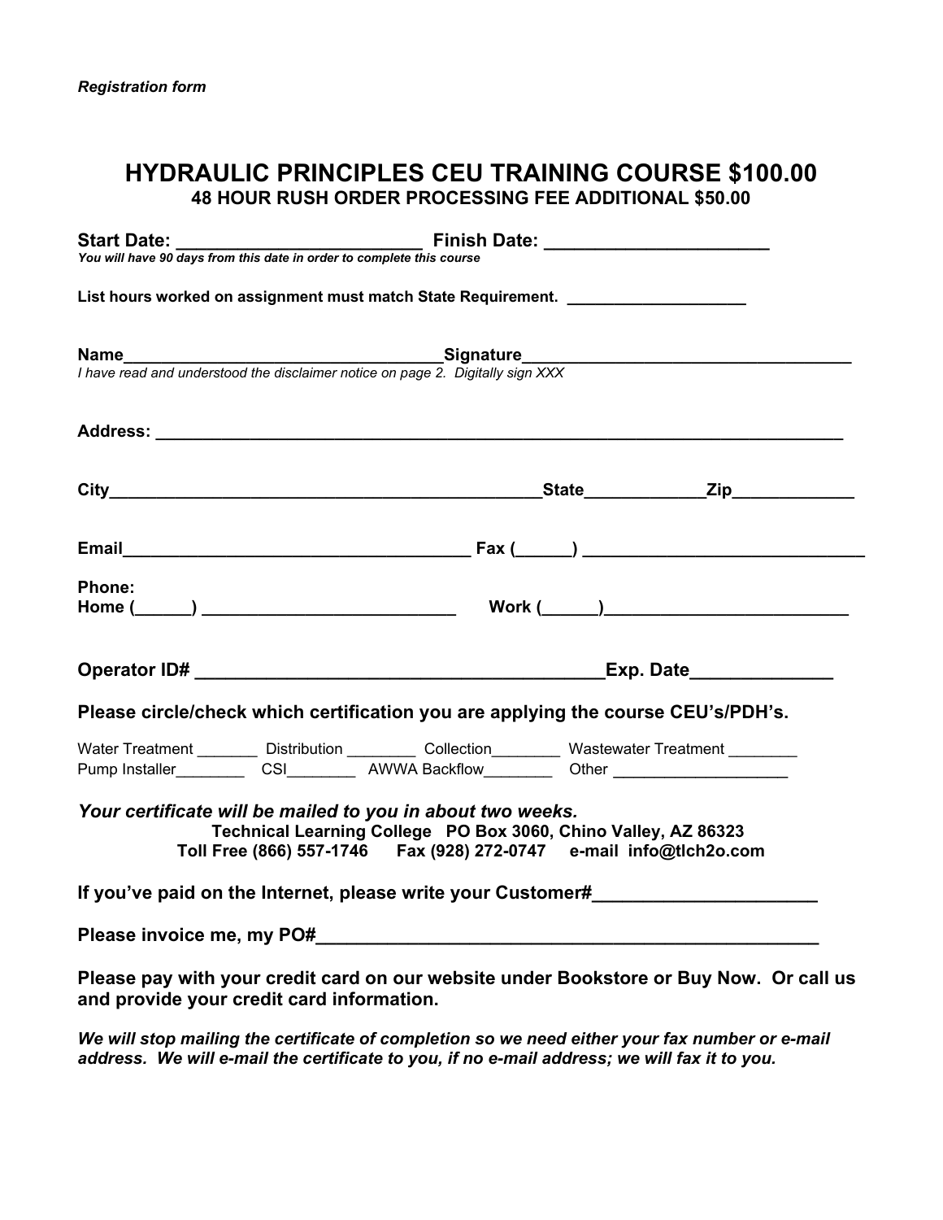*Registration form*

# HYDRAULIC PRINCIPLES CEU TRAINING COURSE $100.00

## 48 HOUR RUSH ORDER PROCESSING FEE ADDITIONAL $50.00

**Start Date:** ________________________ **Finish Date:** ______________________

*You will have 90 days from this date in order to complete this course*

**List hours worked on assignment must match State Requirement.** ___________________

**Name**_________________________________**Signature**_________________________________

*I have read and understood the disclaimer notice on page 2. Digitally sign XXX*

**Address:** ___________________________________________________________________

**City**___________________________________________**State**____________**Zip**____________

**Email**___________________________________ **Fax (**______**)** _____________________________

**Phone:**
**Home (**______**)** __________________________ **Work (**______**)**________________________

**Operator ID#** ________________________________________**Exp. Date**______________

**Please circle/check which certification you are applying the course CEU's/PDH's.**

Water Treatment _______ Distribution ________ Collection________ Wastewater Treatment ________
Pump Installer________ CSI________ AWWA Backflow________ Other ___________________

***Your certificate will be mailed to you in about two weeks.***

**Technical Learning College PO Box 3060, Chino Valley, AZ 86323**
**Toll Free (866) 557-1746 Fax (928) 272-0747 e-mail info@tlch2o.com**

**If you've paid on the Internet, please write your Customer#**_____________________

**Please invoice me, my PO#**_______________________________________________

**Please pay with your credit card on our website under Bookstore or Buy Now. Or call us and provide your credit card information.**

***We will stop mailing the certificate of completion so we need either your fax number or e-mail address. We will e-mail the certificate to you, if no e-mail address; we will fax it to you.***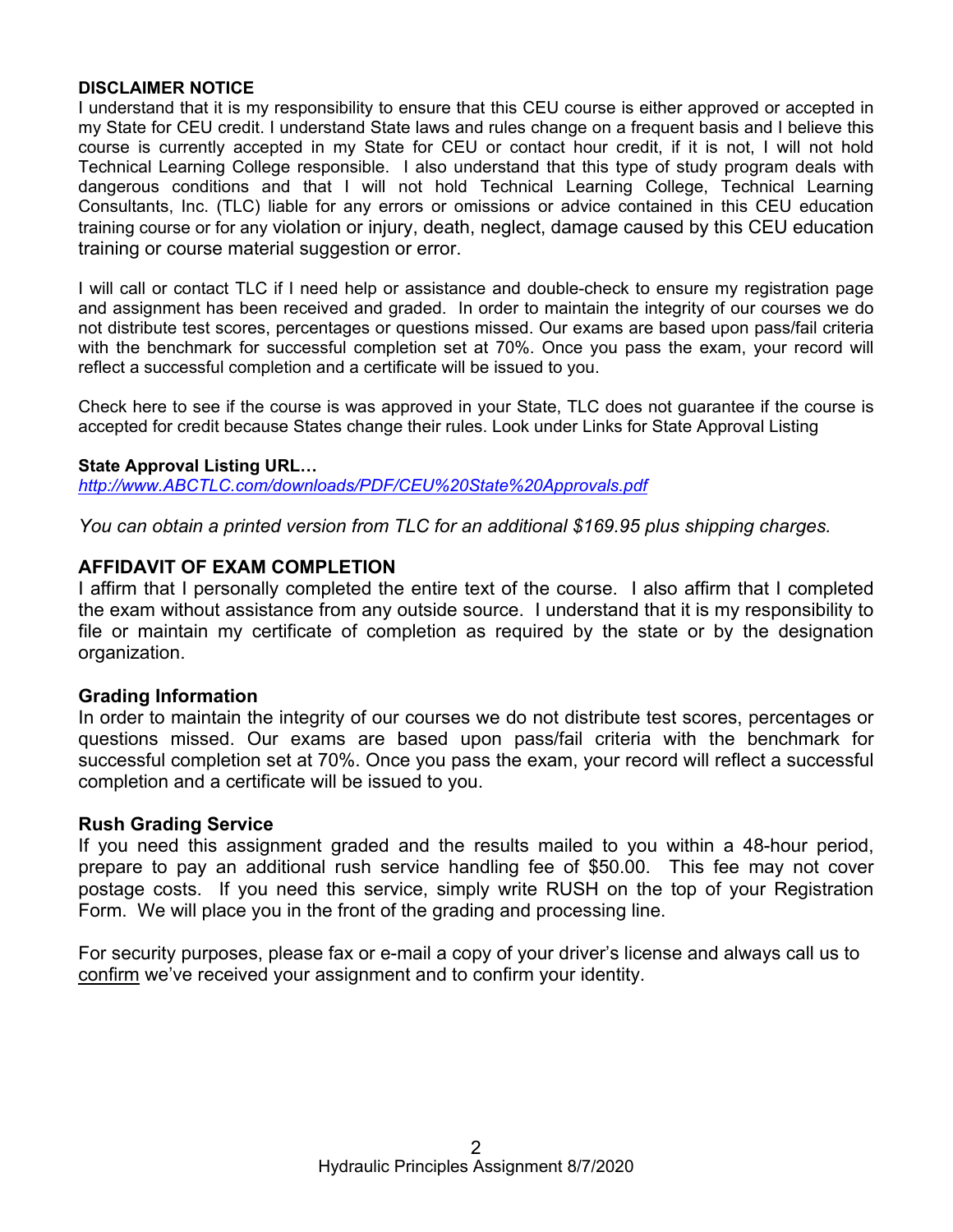**DISCLAIMER NOTICE**

I understand that it is my responsibility to ensure that this CEU course is either approved or accepted in my State for CEU credit. I understand State laws and rules change on a frequent basis and I believe this course is currently accepted in my State for CEU or contact hour credit, if it is not, I will not hold Technical Learning College responsible. I also understand that this type of study program deals with dangerous conditions and that I will not hold Technical Learning College, Technical Learning Consultants, Inc. (TLC) liable for any errors or omissions or advice contained in this CEU education training course or for any violation or injury, death, neglect, damage caused by this CEU education training or course material suggestion or error.

I will call or contact TLC if I need help or assistance and double-check to ensure my registration page and assignment has been received and graded. In order to maintain the integrity of our courses we do not distribute test scores, percentages or questions missed. Our exams are based upon pass/fail criteria with the benchmark for successful completion set at 70%. Once you pass the exam, your record will reflect a successful completion and a certificate will be issued to you.

Check here to see if the course is was approved in your State, TLC does not guarantee if the course is accepted for credit because States change their rules. Look under Links for State Approval Listing

**State Approval Listing URL…**

*http://www.ABCTLC.com/downloads/PDF/CEU%20State%20Approvals.pdf*

*You can obtain a printed version from TLC for an additional $169.95 plus shipping charges.*

## AFFIDAVIT OF EXAM COMPLETION

I affirm that I personally completed the entire text of the course. I also affirm that I completed the exam without assistance from any outside source. I understand that it is my responsibility to file or maintain my certificate of completion as required by the state or by the designation organization.

### Grading Information

In order to maintain the integrity of our courses we do not distribute test scores, percentages or questions missed. Our exams are based upon pass/fail criteria with the benchmark for successful completion set at 70%. Once you pass the exam, your record will reflect a successful completion and a certificate will be issued to you.

### Rush Grading Service

If you need this assignment graded and the results mailed to you within a 48-hour period, prepare to pay an additional rush service handling fee of $50.00. This fee may not cover postage costs. If you need this service, simply write RUSH on the top of your Registration Form. We will place you in the front of the grading and processing line.

For security purposes, please fax or e-mail a copy of your driver's license and always call us to confirm we've received your assignment and to confirm your identity.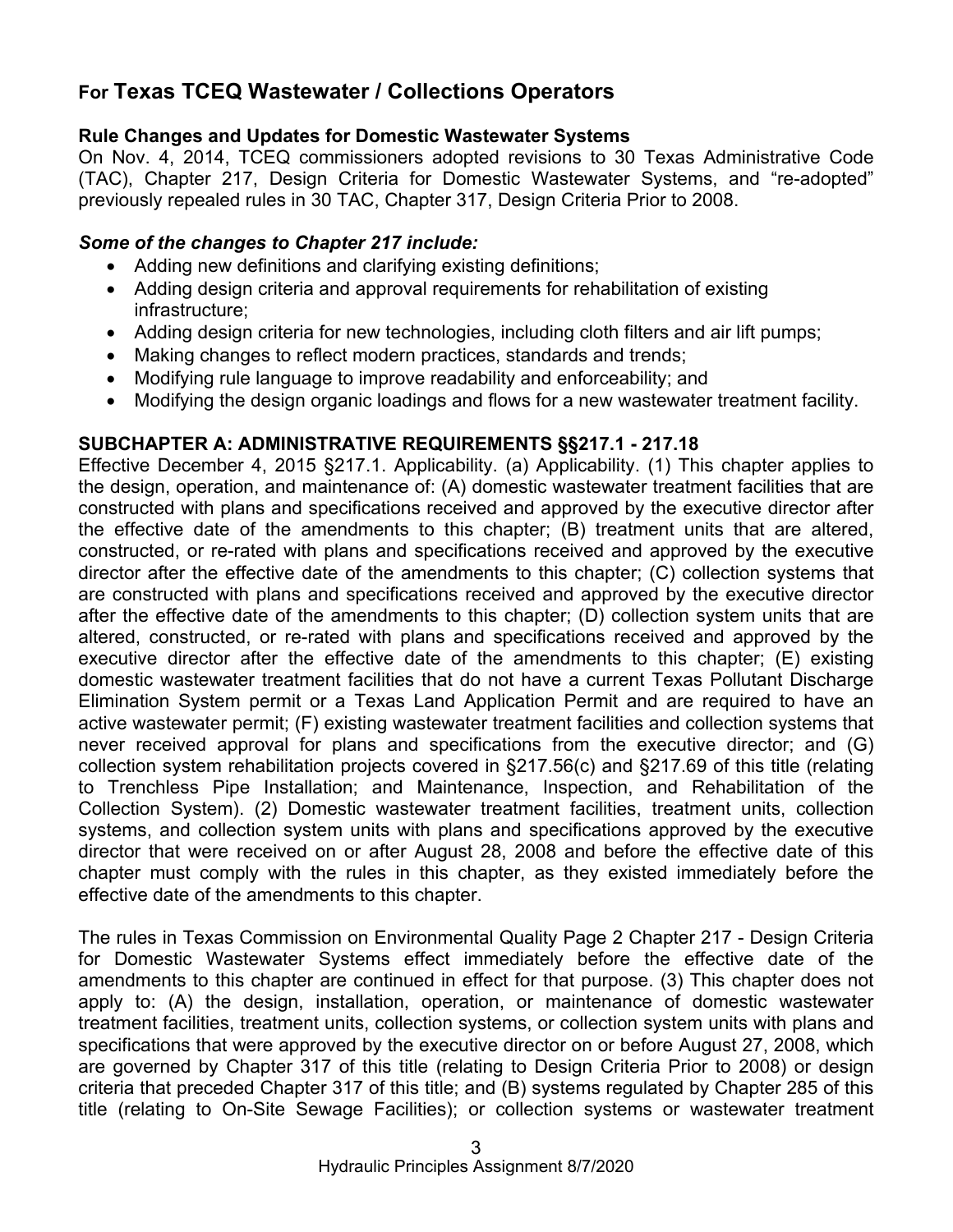## For Texas TCEQ Wastewater / Collections Operators

**Rule Changes and Updates for Domestic Wastewater Systems**

On Nov. 4, 2014, TCEQ commissioners adopted revisions to 30 Texas Administrative Code (TAC), Chapter 217, Design Criteria for Domestic Wastewater Systems, and "re-adopted" previously repealed rules in 30 TAC, Chapter 317, Design Criteria Prior to 2008.

***Some of the changes to Chapter 217 include:***

- Adding new definitions and clarifying existing definitions;
- Adding design criteria and approval requirements for rehabilitation of existing infrastructure;
- Adding design criteria for new technologies, including cloth filters and air lift pumps;
- Making changes to reflect modern practices, standards and trends;
- Modifying rule language to improve readability and enforceability; and
- Modifying the design organic loadings and flows for a new wastewater treatment facility.

**SUBCHAPTER A: ADMINISTRATIVE REQUIREMENTS §§217.1 - 217.18**

Effective December 4, 2015 §217.1. Applicability. (a) Applicability. (1) This chapter applies to the design, operation, and maintenance of: (A) domestic wastewater treatment facilities that are constructed with plans and specifications received and approved by the executive director after the effective date of the amendments to this chapter; (B) treatment units that are altered, constructed, or re-rated with plans and specifications received and approved by the executive director after the effective date of the amendments to this chapter; (C) collection systems that are constructed with plans and specifications received and approved by the executive director after the effective date of the amendments to this chapter; (D) collection system units that are altered, constructed, or re-rated with plans and specifications received and approved by the executive director after the effective date of the amendments to this chapter; (E) existing domestic wastewater treatment facilities that do not have a current Texas Pollutant Discharge Elimination System permit or a Texas Land Application Permit and are required to have an active wastewater permit; (F) existing wastewater treatment facilities and collection systems that never received approval for plans and specifications from the executive director; and (G) collection system rehabilitation projects covered in §217.56(c) and §217.69 of this title (relating to Trenchless Pipe Installation; and Maintenance, Inspection, and Rehabilitation of the Collection System). (2) Domestic wastewater treatment facilities, treatment units, collection systems, and collection system units with plans and specifications approved by the executive director that were received on or after August 28, 2008 and before the effective date of this chapter must comply with the rules in this chapter, as they existed immediately before the effective date of the amendments to this chapter.

The rules in Texas Commission on Environmental Quality Page 2 Chapter 217 - Design Criteria for Domestic Wastewater Systems effect immediately before the effective date of the amendments to this chapter are continued in effect for that purpose. (3) This chapter does not apply to: (A) the design, installation, operation, or maintenance of domestic wastewater treatment facilities, treatment units, collection systems, or collection system units with plans and specifications that were approved by the executive director on or before August 27, 2008, which are governed by Chapter 317 of this title (relating to Design Criteria Prior to 2008) or design criteria that preceded Chapter 317 of this title; and (B) systems regulated by Chapter 285 of this title (relating to On-Site Sewage Facilities); or collection systems or wastewater treatment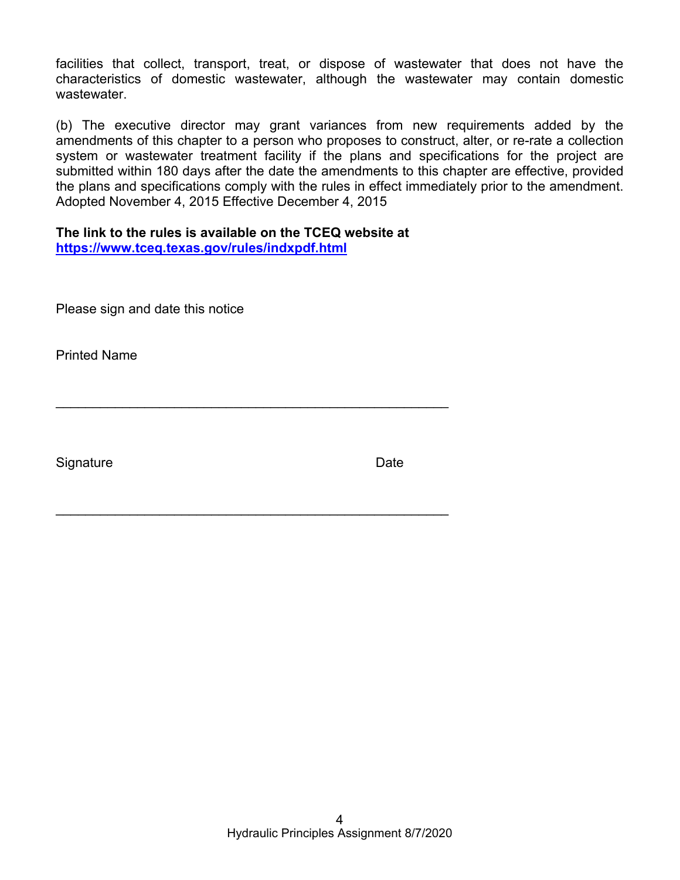facilities that collect, transport, treat, or dispose of wastewater that does not have the characteristics of domestic wastewater, although the wastewater may contain domestic wastewater.

(b) The executive director may grant variances from new requirements added by the amendments of this chapter to a person who proposes to construct, alter, or re-rate a collection system or wastewater treatment facility if the plans and specifications for the project are submitted within 180 days after the date the amendments to this chapter are effective, provided the plans and specifications comply with the rules in effect immediately prior to the amendment. Adopted November 4, 2015 Effective December 4, 2015

**The link to the rules is available on the TCEQ website at**
**[https://www.tceq.texas.gov/rules/indxpdf.html](https://www.tceq.texas.gov/rules/indxpdf.html)**

Please sign and date this notice

Printed Name

\_\_\_\_\_\_\_\_\_\_\_\_\_\_\_\_\_\_\_\_\_\_\_\_\_\_\_\_\_\_\_\_\_\_\_\_\_\_\_\_\_\_\_\_\_\_\_\_\_\_\_\_\_\_

Signature                                                          Date

\_\_\_\_\_\_\_\_\_\_\_\_\_\_\_\_\_\_\_\_\_\_\_\_\_\_\_\_\_\_\_\_\_\_\_\_\_\_\_\_\_\_\_\_\_\_\_\_\_\_\_\_\_\_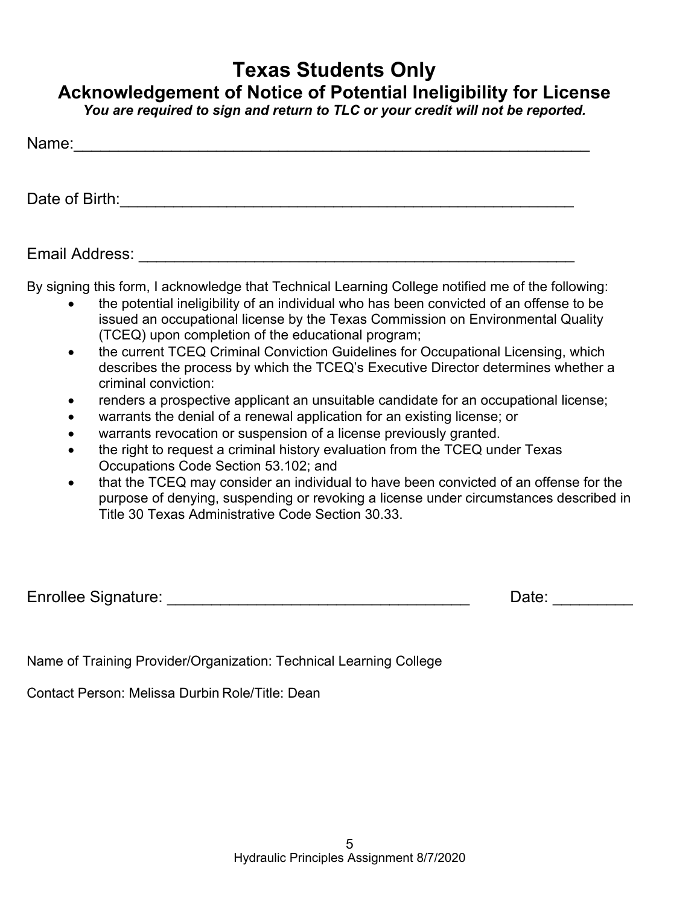# Texas Students Only

## Acknowledgement of Notice of Potential Ineligibility for License

***You are required to sign and return to TLC or your credit will not be reported.***

Name:\_\_\_\_\_\_\_\_\_\_\_\_\_\_\_\_\_\_\_\_\_\_\_\_\_\_\_\_\_\_\_\_\_\_\_\_\_\_\_\_\_\_\_\_\_\_\_\_\_\_\_\_\_\_\_\_\_\_

Date of Birth:\_\_\_\_\_\_\_\_\_\_\_\_\_\_\_\_\_\_\_\_\_\_\_\_\_\_\_\_\_\_\_\_\_\_\_\_\_\_\_\_\_\_\_\_\_\_\_\_\_\_\_

Email Address: \_\_\_\_\_\_\_\_\_\_\_\_\_\_\_\_\_\_\_\_\_\_\_\_\_\_\_\_\_\_\_\_\_\_\_\_\_\_\_\_\_\_\_\_\_\_\_\_\_

By signing this form, I acknowledge that Technical Learning College notified me of the following:

- the potential ineligibility of an individual who has been convicted of an offense to be issued an occupational license by the Texas Commission on Environmental Quality (TCEQ) upon completion of the educational program;
- the current TCEQ Criminal Conviction Guidelines for Occupational Licensing, which describes the process by which the TCEQ's Executive Director determines whether a criminal conviction:
- renders a prospective applicant an unsuitable candidate for an occupational license;
- warrants the denial of a renewal application for an existing license; or
- warrants revocation or suspension of a license previously granted.
- the right to request a criminal history evaluation from the TCEQ under Texas Occupations Code Section 53.102; and
- that the TCEQ may consider an individual to have been convicted of an offense for the purpose of denying, suspending or revoking a license under circumstances described in Title 30 Texas Administrative Code Section 30.33.

Enrollee Signature: \_\_\_\_\_\_\_\_\_\_\_\_\_\_\_\_\_\_\_\_\_\_\_\_\_\_\_\_\_\_\_\_\_\_\_ Date: \_\_\_\_\_\_\_\_\_

Name of Training Provider/Organization: Technical Learning College

Contact Person: Melissa Durbin Role/Title: Dean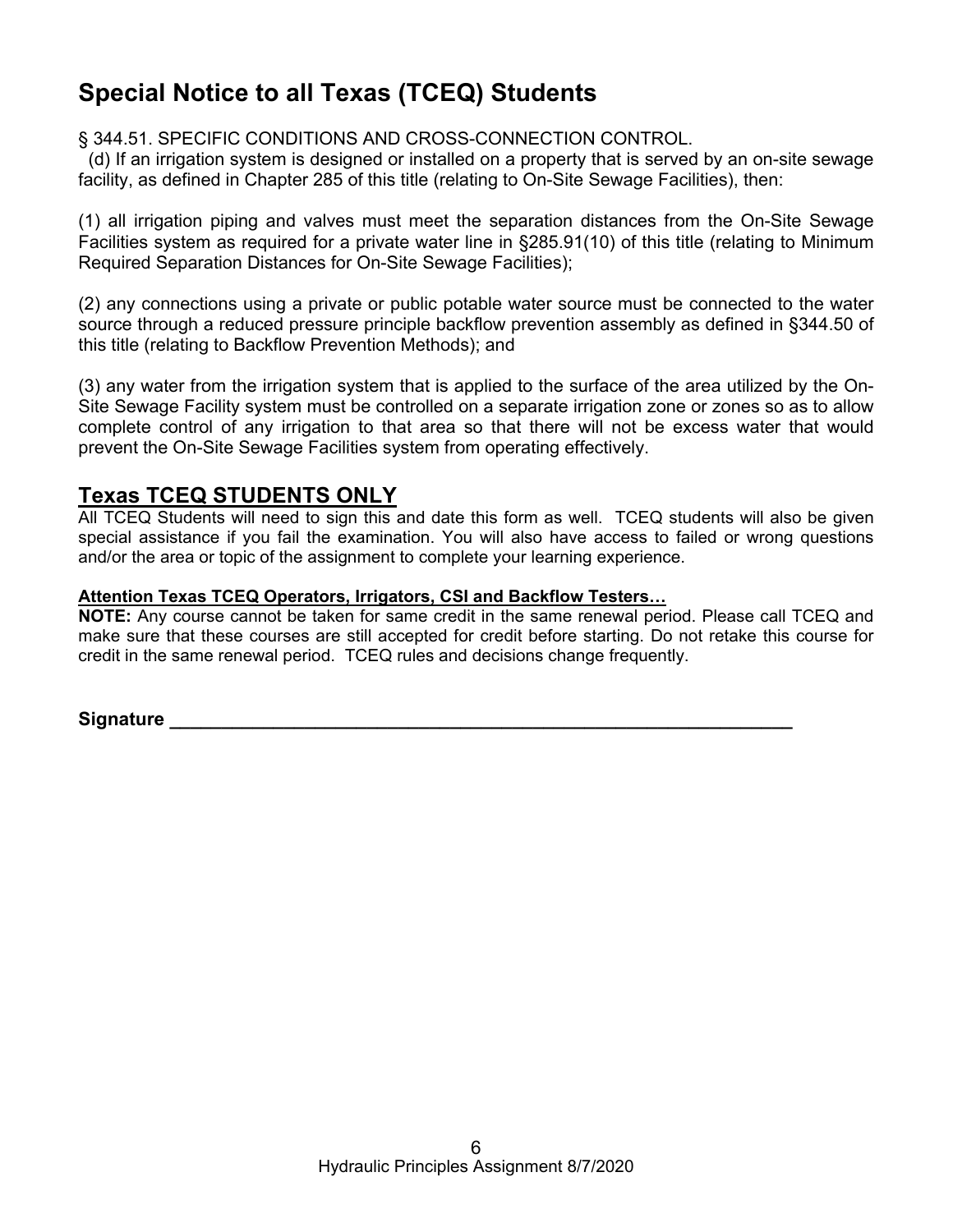# Special Notice to all Texas (TCEQ) Students

§ 344.51. SPECIFIC CONDITIONS AND CROSS-CONNECTION CONTROL.

(d) If an irrigation system is designed or installed on a property that is served by an on-site sewage facility, as defined in Chapter 285 of this title (relating to On-Site Sewage Facilities), then:

(1) all irrigation piping and valves must meet the separation distances from the On-Site Sewage Facilities system as required for a private water line in §285.91(10) of this title (relating to Minimum Required Separation Distances for On-Site Sewage Facilities);

(2) any connections using a private or public potable water source must be connected to the water source through a reduced pressure principle backflow prevention assembly as defined in §344.50 of this title (relating to Backflow Prevention Methods); and

(3) any water from the irrigation system that is applied to the surface of the area utilized by the On-Site Sewage Facility system must be controlled on a separate irrigation zone or zones so as to allow complete control of any irrigation to that area so that there will not be excess water that would prevent the On-Site Sewage Facilities system from operating effectively.

## Texas TCEQ STUDENTS ONLY

All TCEQ Students will need to sign this and date this form as well. TCEQ students will also be given special assistance if you fail the examination. You will also have access to failed or wrong questions and/or the area or topic of the assignment to complete your learning experience.

**Attention Texas TCEQ Operators, Irrigators, CSI and Backflow Testers…**

**NOTE:** Any course cannot be taken for same credit in the same renewal period. Please call TCEQ and make sure that these courses are still accepted for credit before starting. Do not retake this course for credit in the same renewal period. TCEQ rules and decisions change frequently.

**Signature** ______________________________________________________________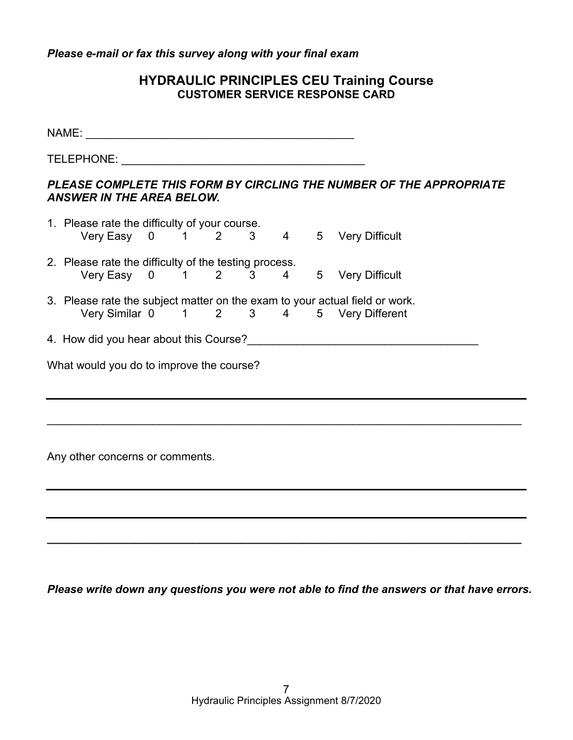***Please e-mail or fax this survey along with your final exam***

## HYDRAULIC PRINCIPLES CEU Training Course
### CUSTOMER SERVICE RESPONSE CARD

NAME: ___________________________________________

TELEPHONE: _______________________________________

***PLEASE COMPLETE THIS FORM BY CIRCLING THE NUMBER OF THE APPROPRIATE ANSWER IN THE AREA BELOW.***

1. Please rate the difficulty of your course.
   Very Easy 0 1 2 3 4 5 Very Difficult

2. Please rate the difficulty of the testing process.
   Very Easy 0 1 2 3 4 5 Very Difficult

3. Please rate the subject matter on the exam to your actual field or work.
   Very Similar 0 1 2 3 4 5 Very Different

4. How did you hear about this Course?_____________________________________

What would you do to improve the course?

_______________________________________________________________________________

_______________________________________________________________________________

Any other concerns or comments.

_______________________________________________________________________________

_______________________________________________________________________________

_______________________________________________________________________________

***Please write down any questions you were not able to find the answers or that have errors.***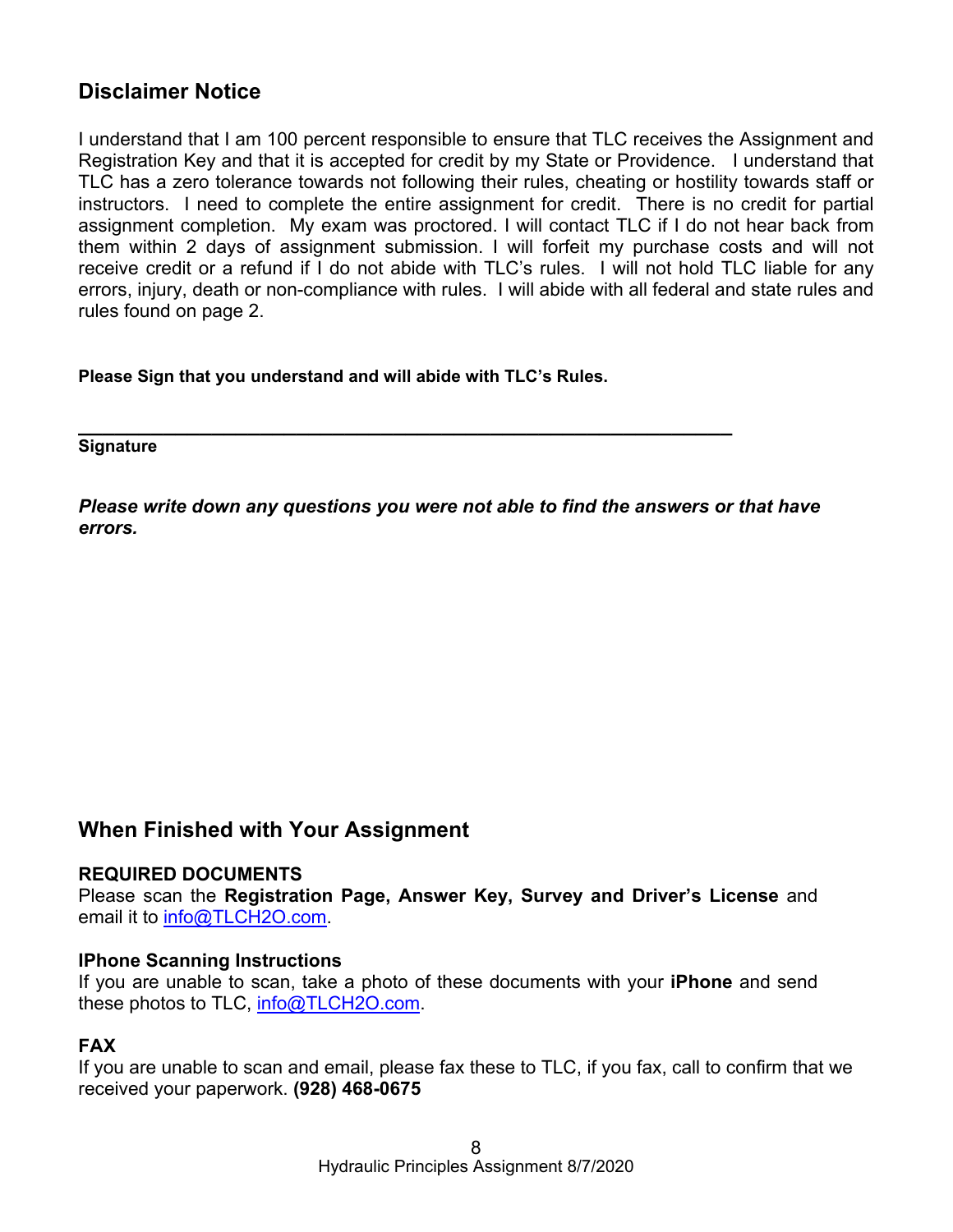## Disclaimer Notice

I understand that I am 100 percent responsible to ensure that TLC receives the Assignment and Registration Key and that it is accepted for credit by my State or Providence. I understand that TLC has a zero tolerance towards not following their rules, cheating or hostility towards staff or instructors. I need to complete the entire assignment for credit. There is no credit for partial assignment completion. My exam was proctored. I will contact TLC if I do not hear back from them within 2 days of assignment submission. I will forfeit my purchase costs and will not receive credit or a refund if I do not abide with TLC's rules. I will not hold TLC liable for any errors, injury, death or non-compliance with rules. I will abide with all federal and state rules and rules found on page 2.

**Please Sign that you understand and will abide with TLC's Rules.**

_________________________________________________________________

**Signature**

***Please write down any questions you were not able to find the answers or that have errors.***

## When Finished with Your Assignment

**REQUIRED DOCUMENTS**

Please scan the **Registration Page, Answer Key, Survey and Driver's License** and email it to info@TLCH2O.com.

**IPhone Scanning Instructions**

If you are unable to scan, take a photo of these documents with your **iPhone** and send these photos to TLC, info@TLCH2O.com.

**FAX**

If you are unable to scan and email, please fax these to TLC, if you fax, call to confirm that we received your paperwork. **(928) 468-0675**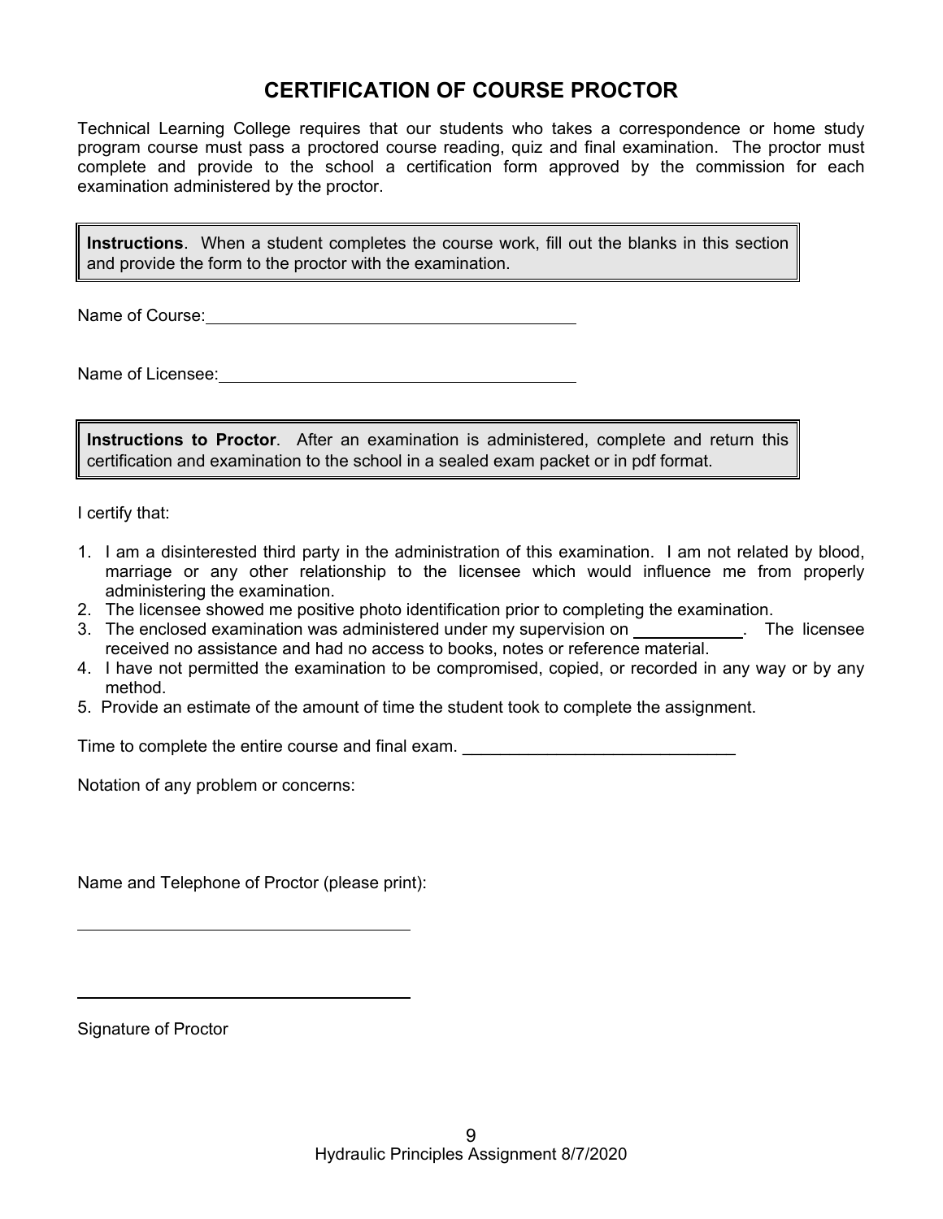# CERTIFICATION OF COURSE PROCTOR

Technical Learning College requires that our students who takes a correspondence or home study program course must pass a proctored course reading, quiz and final examination. The proctor must complete and provide to the school a certification form approved by the commission for each examination administered by the proctor.

**Instructions**. When a student completes the course work, fill out the blanks in this section and provide the form to the proctor with the examination.

Name of Course: ________________________________________

Name of Licensee: ________________________________________

**Instructions to Proctor**. After an examination is administered, complete and return this certification and examination to the school in a sealed exam packet or in pdf format.

I certify that:

1. I am a disinterested third party in the administration of this examination. I am not related by blood, marriage or any other relationship to the licensee which would influence me from properly administering the examination.
2. The licensee showed me positive photo identification prior to completing the examination.
3. The enclosed examination was administered under my supervision on ____________. The licensee received no assistance and had no access to books, notes or reference material.
4. I have not permitted the examination to be compromised, copied, or recorded in any way or by any method.
5. Provide an estimate of the amount of time the student took to complete the assignment.

Time to complete the entire course and final exam. ______________________________

Notation of any problem or concerns:

Name and Telephone of Proctor (please print):

____________________________________

____________________________________

Signature of Proctor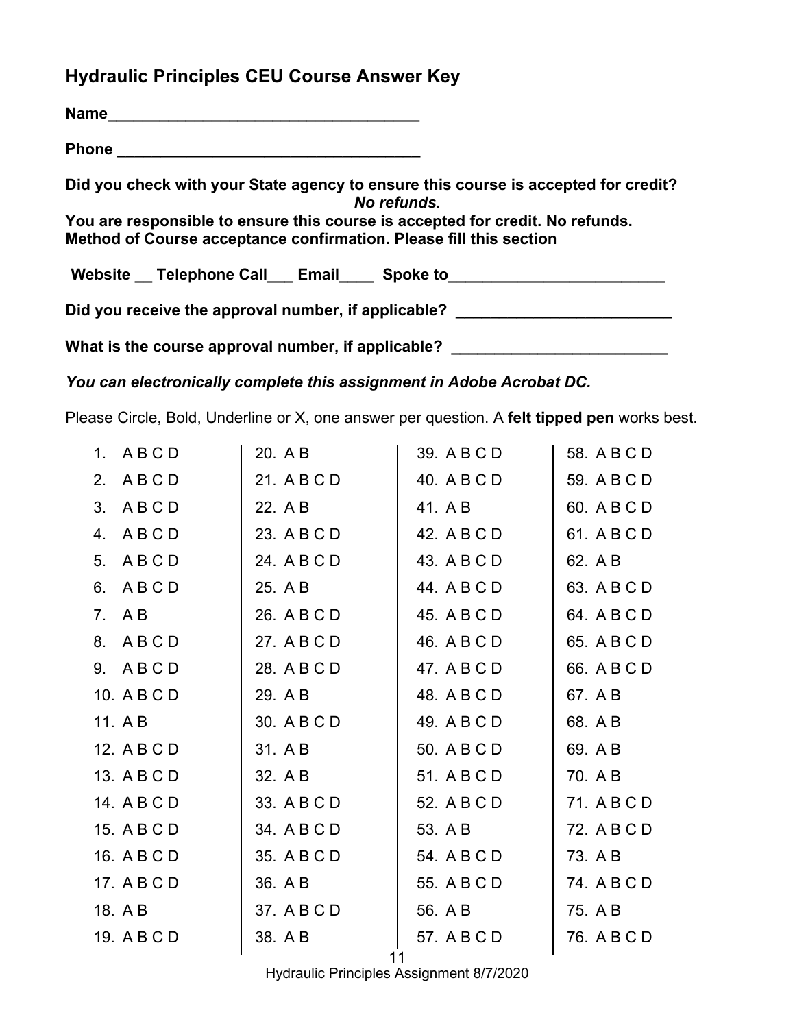## Hydraulic Principles CEU Course Answer Key

**Name_____________________________________**

**Phone ____________________________________**

**Did you check with your State agency to ensure this course is accepted for credit?**
***No refunds.***

**You are responsible to ensure this course is accepted for credit. No refunds.**
**Method of Course acceptance confirmation. Please fill this section**

**Website __ Telephone Call___ Email____ Spoke to_________________________**

**Did you receive the approval number, if applicable? _________________________**

**What is the course approval number, if applicable? _________________________**

***You can electronically complete this assignment in Adobe Acrobat DC.***

Please Circle, Bold, Underline or X, one answer per question. A **felt tipped pen** works best.

| | | | |
|---|---|---|---|
| 1. A B C D | 20. A B | 39. A B C D | 58. A B C D |
| 2. A B C D | 21. A B C D | 40. A B C D | 59. A B C D |
| 3. A B C D | 22. A B | 41. A B | 60. A B C D |
| 4. A B C D | 23. A B C D | 42. A B C D | 61. A B C D |
| 5. A B C D | 24. A B C D | 43. A B C D | 62. A B |
| 6. A B C D | 25. A B | 44. A B C D | 63. A B C D |
| 7. A B | 26. A B C D | 45. A B C D | 64. A B C D |
| 8. A B C D | 27. A B C D | 46. A B C D | 65. A B C D |
| 9. A B C D | 28. A B C D | 47. A B C D | 66. A B C D |
| 10. A B C D | 29. A B | 48. A B C D | 67. A B |
| 11. A B | 30. A B C D | 49. A B C D | 68. A B |
| 12. A B C D | 31. A B | 50. A B C D | 69. A B |
| 13. A B C D | 32. A B | 51. A B C D | 70. A B |
| 14. A B C D | 33. A B C D | 52. A B C D | 71. A B C D |
| 15. A B C D | 34. A B C D | 53. A B | 72. A B C D |
| 16. A B C D | 35. A B C D | 54. A B C D | 73. A B |
| 17. A B C D | 36. A B | 55. A B C D | 74. A B C D |
| 18. A B | 37. A B C D | 56. A B | 75. A B |
| 19. A B C D | 38. A B | 57. A B C D | 76. A B C D |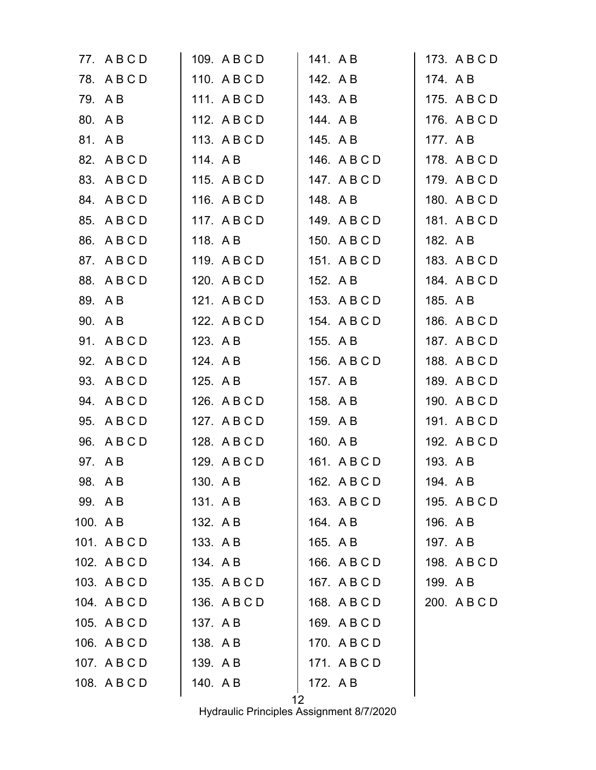77. A B C D
78. A B C D
79. A B
80. A B
81. A B
82. A B C D
83. A B C D
84. A B C D
85. A B C D
86. A B C D
87. A B C D
88. A B C D
89. A B
90. A B
91. A B C D
92. A B C D
93. A B C D
94. A B C D
95. A B C D
96. A B C D
97. A B
98. A B
99. A B
100. A B
101. A B C D
102. A B C D
103. A B C D
104. A B C D
105. A B C D
106. A B C D
107. A B C D
108. A B C D
109. A B C D
110. A B C D
111. A B C D
112. A B C D
113. A B C D
114. A B
115. A B C D
116. A B C D
117. A B C D
118. A B
119. A B C D
120. A B C D
121. A B C D
122. A B C D
123. A B
124. A B
125. A B
126. A B C D
127. A B C D
128. A B C D
129. A B C D
130. A B
131. A B
132. A B
133. A B
134. A B
135. A B C D
136. A B C D
137. A B
138. A B
139. A B
140. A B
141. A B
142. A B
143. A B
144. A B
145. A B
146. A B C D
147. A B C D
148. A B
149. A B C D
150. A B C D
151. A B C D
152. A B
153. A B C D
154. A B C D
155. A B
156. A B C D
157. A B
158. A B
159. A B
160. A B
161. A B C D
162. A B C D
163. A B C D
164. A B
165. A B
166. A B C D
167. A B C D
168. A B C D
169. A B C D
170. A B C D
171. A B C D
172. A B
173. A B C D
174. A B
175. A B C D
176. A B C D
177. A B
178. A B C D
179. A B C D
180. A B C D
181. A B C D
182. A B
183. A B C D
184. A B C D
185. A B
186. A B C D
187. A B C D
188. A B C D
189. A B C D
190. A B C D
191. A B C D
192. A B C D
193. A B
194. A B
195. A B C D
196. A B
197. A B
198. A B C D
199. A B
200. A B C D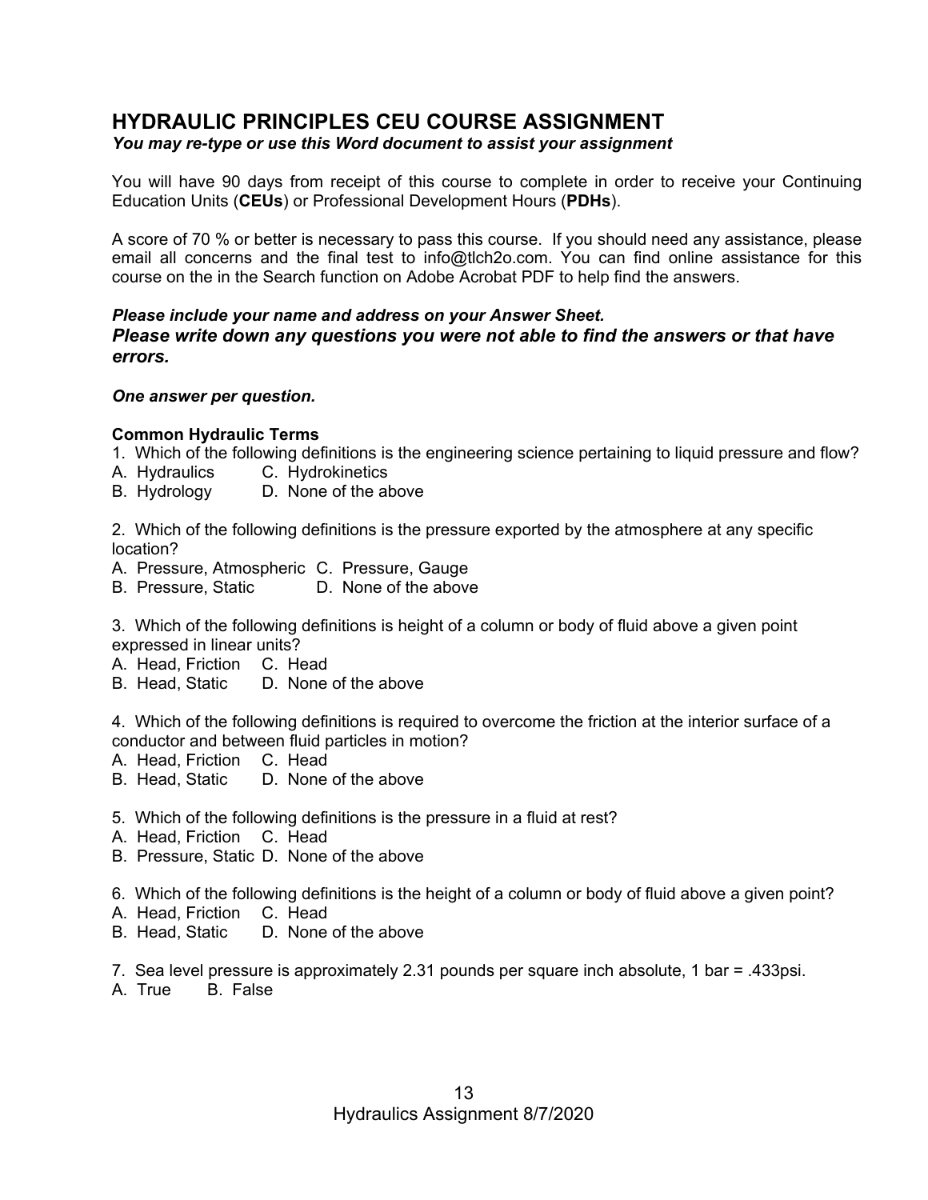## HYDRAULIC PRINCIPLES CEU COURSE ASSIGNMENT

***You may re-type or use this Word document to assist your assignment***

You will have 90 days from receipt of this course to complete in order to receive your Continuing Education Units (**CEUs**) or Professional Development Hours (**PDHs**).

A score of 70 % or better is necessary to pass this course. If you should need any assistance, please email all concerns and the final test to info@tlch2o.com. You can find online assistance for this course on the in the Search function on Adobe Acrobat PDF to help find the answers.

***Please include your name and address on your Answer Sheet.***
***Please write down any questions you were not able to find the answers or that have errors.***

***One answer per question.***

**Common Hydraulic Terms**

1. Which of the following definitions is the engineering science pertaining to liquid pressure and flow?
A. Hydraulics C. Hydrokinetics
B. Hydrology D. None of the above

2. Which of the following definitions is the pressure exported by the atmosphere at any specific location?
A. Pressure, Atmospheric C. Pressure, Gauge
B. Pressure, Static D. None of the above

3. Which of the following definitions is height of a column or body of fluid above a given point expressed in linear units?
A. Head, Friction C. Head
B. Head, Static D. None of the above

4. Which of the following definitions is required to overcome the friction at the interior surface of a conductor and between fluid particles in motion?
A. Head, Friction C. Head
B. Head, Static D. None of the above

5. Which of the following definitions is the pressure in a fluid at rest?
A. Head, Friction C. Head
B. Pressure, Static D. None of the above

6. Which of the following definitions is the height of a column or body of fluid above a given point?
A. Head, Friction C. Head
B. Head, Static D. None of the above

7. Sea level pressure is approximately 2.31 pounds per square inch absolute, 1 bar = .433psi.
A. True B. False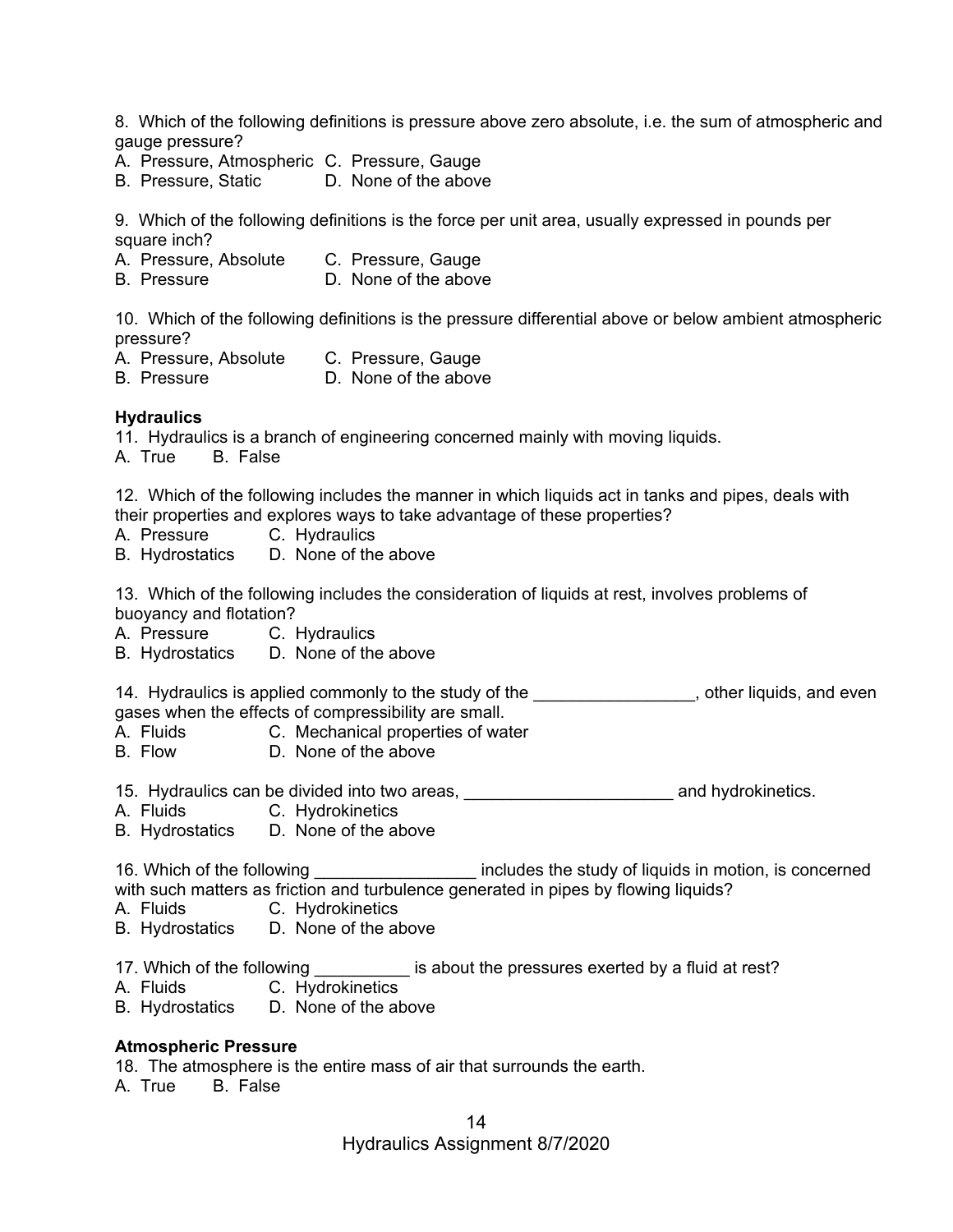8. Which of the following definitions is pressure above zero absolute, i.e. the sum of atmospheric and gauge pressure?

A. Pressure, Atmospheric C. Pressure, Gauge
B. Pressure, Static D. None of the above

9. Which of the following definitions is the force per unit area, usually expressed in pounds per square inch?

A. Pressure, Absolute C. Pressure, Gauge
B. Pressure D. None of the above

10. Which of the following definitions is the pressure differential above or below ambient atmospheric pressure?

A. Pressure, Absolute C. Pressure, Gauge
B. Pressure D. None of the above

**Hydraulics**

11. Hydraulics is a branch of engineering concerned mainly with moving liquids.

A. True B. False

12. Which of the following includes the manner in which liquids act in tanks and pipes, deals with their properties and explores ways to take advantage of these properties?

A. Pressure C. Hydraulics
B. Hydrostatics D. None of the above

13. Which of the following includes the consideration of liquids at rest, involves problems of buoyancy and flotation?

A. Pressure C. Hydraulics
B. Hydrostatics D. None of the above

14. Hydraulics is applied commonly to the study of the _________________, other liquids, and even gases when the effects of compressibility are small.

A. Fluids C. Mechanical properties of water
B. Flow D. None of the above

15. Hydraulics can be divided into two areas, ______________________ and hydrokinetics.

A. Fluids C. Hydrokinetics
B. Hydrostatics D. None of the above

16. Which of the following _________________ includes the study of liquids in motion, is concerned with such matters as friction and turbulence generated in pipes by flowing liquids?

A. Fluids C. Hydrokinetics
B. Hydrostatics D. None of the above

17. Which of the following __________ is about the pressures exerted by a fluid at rest?

A. Fluids C. Hydrokinetics
B. Hydrostatics D. None of the above

**Atmospheric Pressure**

18. The atmosphere is the entire mass of air that surrounds the earth.

A. True B. False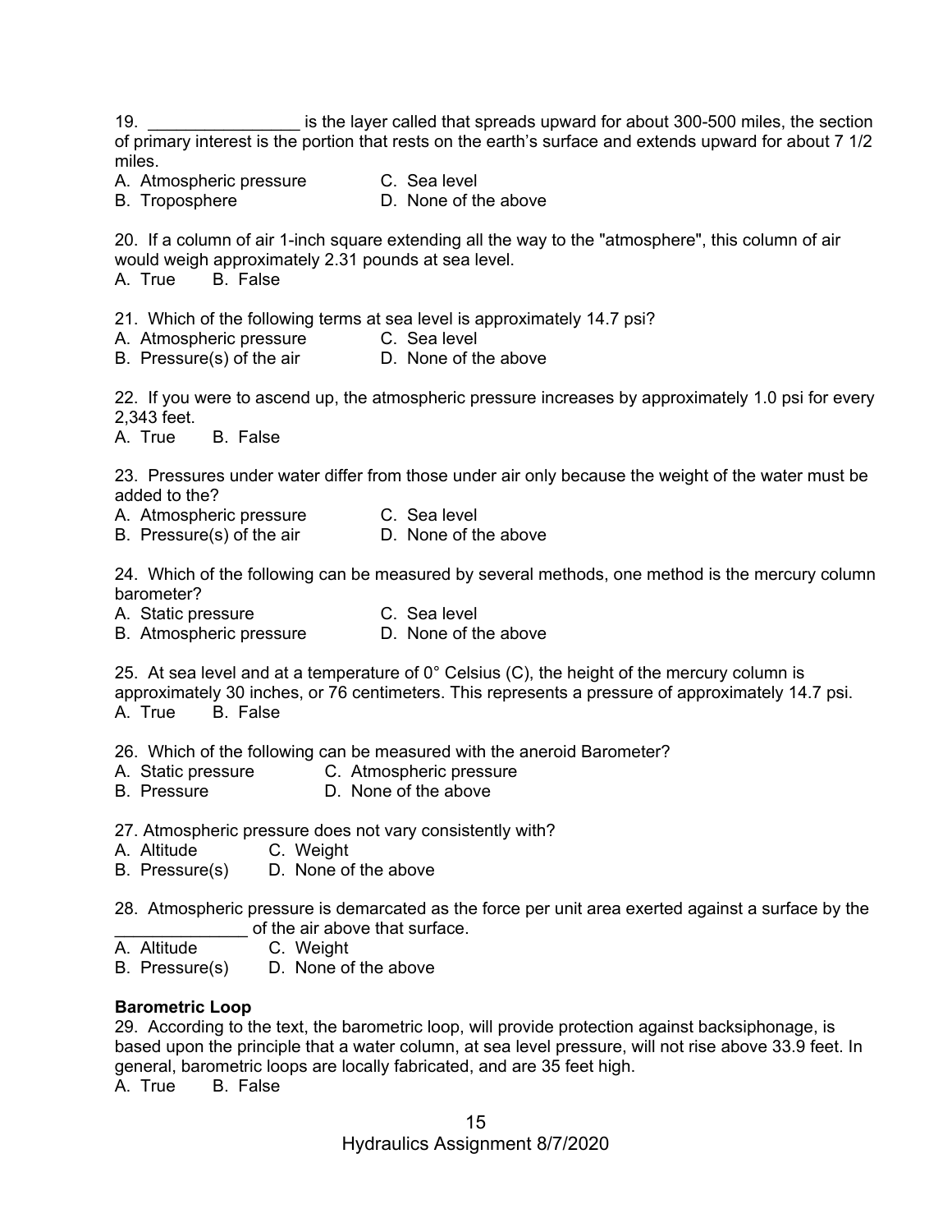19. ________________ is the layer called that spreads upward for about 300-500 miles, the section of primary interest is the portion that rests on the earth's surface and extends upward for about 7 1/2 miles.

A. Atmospheric pressure
B. Troposphere
C. Sea level
D. None of the above

20. If a column of air 1-inch square extending all the way to the "atmosphere", this column of air would weigh approximately 2.31 pounds at sea level.

A. True B. False

21. Which of the following terms at sea level is approximately 14.7 psi?

A. Atmospheric pressure
B. Pressure(s) of the air
C. Sea level
D. None of the above

22. If you were to ascend up, the atmospheric pressure increases by approximately 1.0 psi for every 2,343 feet.

A. True B. False

23. Pressures under water differ from those under air only because the weight of the water must be added to the?

A. Atmospheric pressure
B. Pressure(s) of the air
C. Sea level
D. None of the above

24. Which of the following can be measured by several methods, one method is the mercury column barometer?

A. Static pressure
B. Atmospheric pressure
C. Sea level
D. None of the above

25. At sea level and at a temperature of 0° Celsius (C), the height of the mercury column is approximately 30 inches, or 76 centimeters. This represents a pressure of approximately 14.7 psi.

A. True B. False

26. Which of the following can be measured with the aneroid Barometer?

A. Static pressure
B. Pressure
C. Atmospheric pressure
D. None of the above

27. Atmospheric pressure does not vary consistently with?

A. Altitude
B. Pressure(s)
C. Weight
D. None of the above

28. Atmospheric pressure is demarcated as the force per unit area exerted against a surface by the ______________ of the air above that surface.

A. Altitude
B. Pressure(s)
C. Weight
D. None of the above

**Barometric Loop**

29. According to the text, the barometric loop, will provide protection against backsiphonage, is based upon the principle that a water column, at sea level pressure, will not rise above 33.9 feet. In general, barometric loops are locally fabricated, and are 35 feet high.

A. True B. False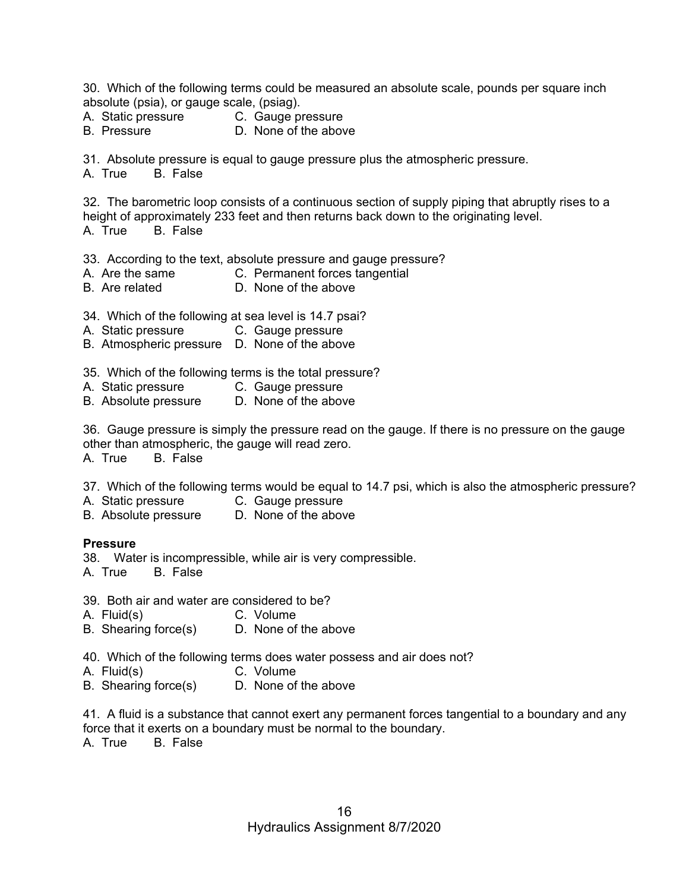30. Which of the following terms could be measured an absolute scale, pounds per square inch absolute (psia), or gauge scale, (psiag).

A. Static pressure C. Gauge pressure
B. Pressure D. None of the above

31. Absolute pressure is equal to gauge pressure plus the atmospheric pressure.

A. True B. False

32. The barometric loop consists of a continuous section of supply piping that abruptly rises to a height of approximately 233 feet and then returns back down to the originating level.

A. True B. False

33. According to the text, absolute pressure and gauge pressure?

A. Are the same C. Permanent forces tangential
B. Are related D. None of the above

34. Which of the following at sea level is 14.7 psai?

A. Static pressure C. Gauge pressure
B. Atmospheric pressure D. None of the above

35. Which of the following terms is the total pressure?

A. Static pressure C. Gauge pressure
B. Absolute pressure D. None of the above

36. Gauge pressure is simply the pressure read on the gauge. If there is no pressure on the gauge other than atmospheric, the gauge will read zero.

A. True B. False

37. Which of the following terms would be equal to 14.7 psi, which is also the atmospheric pressure?

A. Static pressure C. Gauge pressure
B. Absolute pressure D. None of the above

**Pressure**

38. Water is incompressible, while air is very compressible.

A. True B. False

39. Both air and water are considered to be?

A. Fluid(s) C. Volume
B. Shearing force(s) D. None of the above

40. Which of the following terms does water possess and air does not?

A. Fluid(s) C. Volume
B. Shearing force(s) D. None of the above

41. A fluid is a substance that cannot exert any permanent forces tangential to a boundary and any force that it exerts on a boundary must be normal to the boundary.

A. True B. False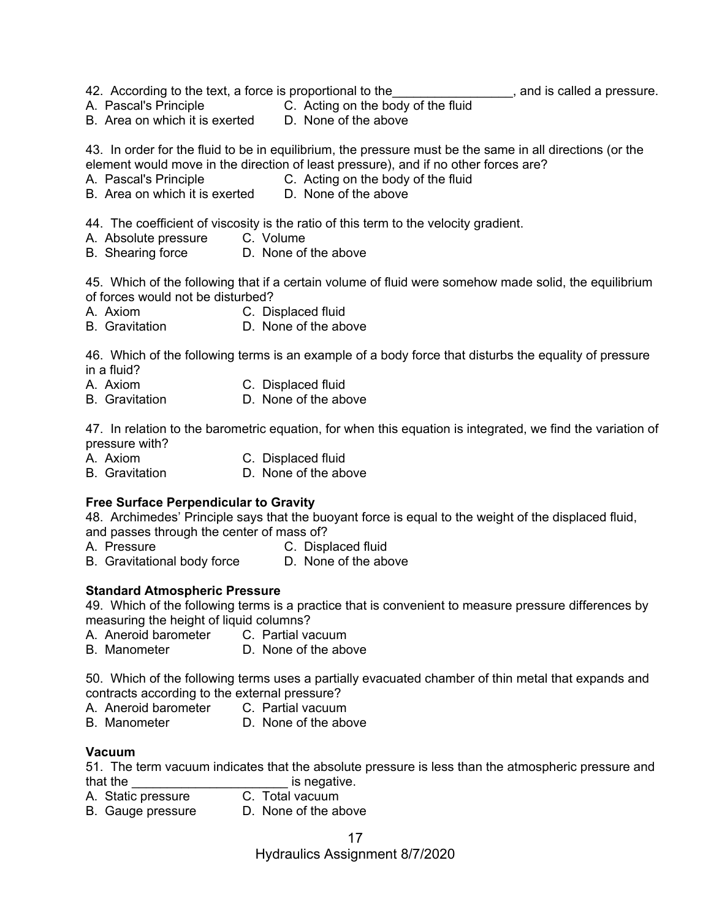42. According to the text, a force is proportional to the_________________, and is called a pressure.
A. Pascal's Principle C. Acting on the body of the fluid
B. Area on which it is exerted D. None of the above

43. In order for the fluid to be in equilibrium, the pressure must be the same in all directions (or the element would move in the direction of least pressure), and if no other forces are?
A. Pascal's Principle C. Acting on the body of the fluid
B. Area on which it is exerted D. None of the above

44. The coefficient of viscosity is the ratio of this term to the velocity gradient.
A. Absolute pressure C. Volume
B. Shearing force D. None of the above

45. Which of the following that if a certain volume of fluid were somehow made solid, the equilibrium of forces would not be disturbed?
A. Axiom C. Displaced fluid
B. Gravitation D. None of the above

46. Which of the following terms is an example of a body force that disturbs the equality of pressure in a fluid?
A. Axiom C. Displaced fluid
B. Gravitation D. None of the above

47. In relation to the barometric equation, for when this equation is integrated, we find the variation of pressure with?
A. Axiom C. Displaced fluid
B. Gravitation D. None of the above

**Free Surface Perpendicular to Gravity**

48. Archimedes' Principle says that the buoyant force is equal to the weight of the displaced fluid, and passes through the center of mass of?
A. Pressure C. Displaced fluid
B. Gravitational body force D. None of the above

**Standard Atmospheric Pressure**

49. Which of the following terms is a practice that is convenient to measure pressure differences by measuring the height of liquid columns?
A. Aneroid barometer C. Partial vacuum
B. Manometer D. None of the above

50. Which of the following terms uses a partially evacuated chamber of thin metal that expands and contracts according to the external pressure?
A. Aneroid barometer C. Partial vacuum
B. Manometer D. None of the above

**Vacuum**

51. The term vacuum indicates that the absolute pressure is less than the atmospheric pressure and that the ______________________ is negative.
A. Static pressure C. Total vacuum
B. Gauge pressure D. None of the above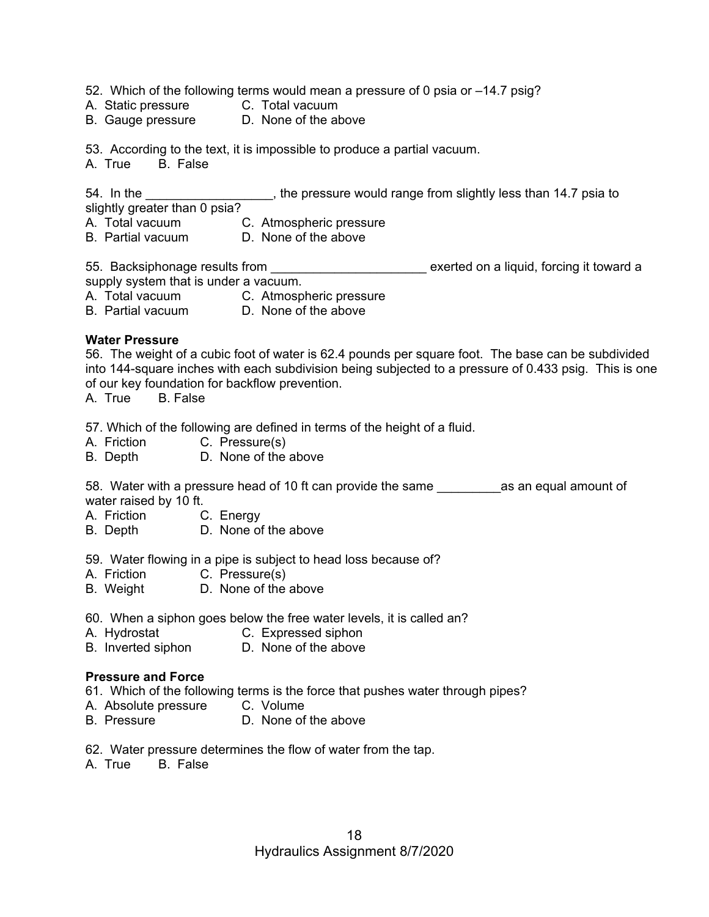52. Which of the following terms would mean a pressure of 0 psia or –14.7 psig?

A. Static pressure  
B. Gauge pressure  
C. Total vacuum  
D. None of the above

53. According to the text, it is impossible to produce a partial vacuum.

A. True B. False

54. In the _________________, the pressure would range from slightly less than 14.7 psia to slightly greater than 0 psia?

A. Total vacuum  
B. Partial vacuum  
C. Atmospheric pressure  
D. None of the above

55. Backsiphonage results from _____________________ exerted on a liquid, forcing it toward a supply system that is under a vacuum.

A. Total vacuum  
B. Partial vacuum  
C. Atmospheric pressure  
D. None of the above

**Water Pressure**

56. The weight of a cubic foot of water is 62.4 pounds per square foot. The base can be subdivided into 144-square inches with each subdivision being subjected to a pressure of 0.433 psig. This is one of our key foundation for backflow prevention.

A. True B. False

57. Which of the following are defined in terms of the height of a fluid.

A. Friction  
B. Depth  
C. Pressure(s)  
D. None of the above

58. Water with a pressure head of 10 ft can provide the same _________as an equal amount of water raised by 10 ft.

A. Friction  
B. Depth  
C. Energy  
D. None of the above

59. Water flowing in a pipe is subject to head loss because of?

A. Friction  
B. Weight  
C. Pressure(s)  
D. None of the above

60. When a siphon goes below the free water levels, it is called an?

A. Hydrostat  
B. Inverted siphon  
C. Expressed siphon  
D. None of the above

**Pressure and Force**

61. Which of the following terms is the force that pushes water through pipes?

A. Absolute pressure  
B. Pressure  
C. Volume  
D. None of the above

62. Water pressure determines the flow of water from the tap.

A. True B. False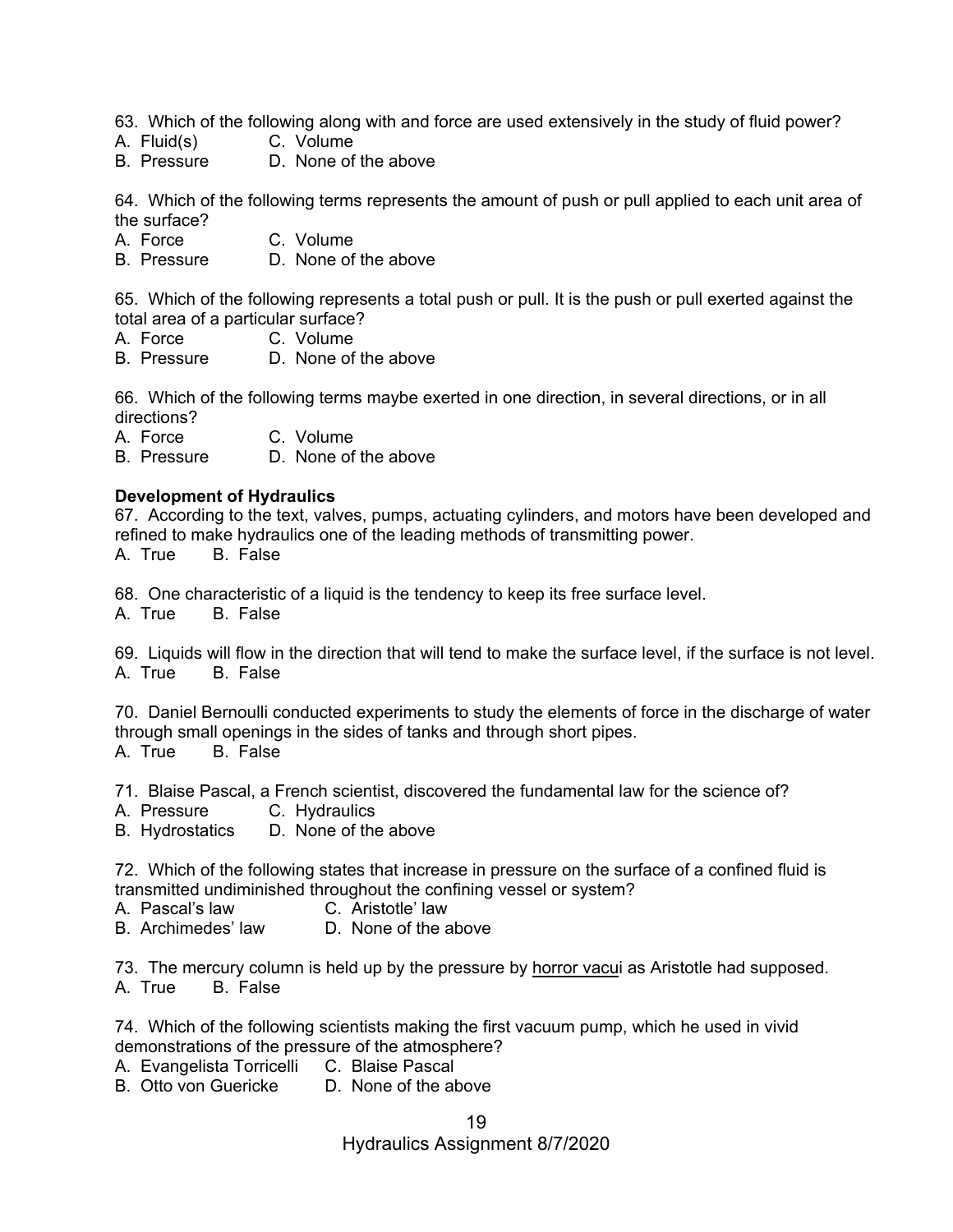63. Which of the following along with and force are used extensively in the study of fluid power?
A. Fluid(s) C. Volume
B. Pressure D. None of the above

64. Which of the following terms represents the amount of push or pull applied to each unit area of the surface?
A. Force C. Volume
B. Pressure D. None of the above

65. Which of the following represents a total push or pull. It is the push or pull exerted against the total area of a particular surface?
A. Force C. Volume
B. Pressure D. None of the above

66. Which of the following terms maybe exerted in one direction, in several directions, or in all directions?
A. Force C. Volume
B. Pressure D. None of the above

**Development of Hydraulics**

67. According to the text, valves, pumps, actuating cylinders, and motors have been developed and refined to make hydraulics one of the leading methods of transmitting power.
A. True B. False

68. One characteristic of a liquid is the tendency to keep its free surface level.
A. True B. False

69. Liquids will flow in the direction that will tend to make the surface level, if the surface is not level.
A. True B. False

70. Daniel Bernoulli conducted experiments to study the elements of force in the discharge of water through small openings in the sides of tanks and through short pipes.
A. True B. False

71. Blaise Pascal, a French scientist, discovered the fundamental law for the science of?
A. Pressure C. Hydraulics
B. Hydrostatics D. None of the above

72. Which of the following states that increase in pressure on the surface of a confined fluid is transmitted undiminished throughout the confining vessel or system?
A. Pascal's law C. Aristotle' law
B. Archimedes' law D. None of the above

73. The mercury column is held up by the pressure by <u>horror vacu</u>i as Aristotle had supposed.
A. True B. False

74. Which of the following scientists making the first vacuum pump, which he used in vivid demonstrations of the pressure of the atmosphere?
A. Evangelista Torricelli C. Blaise Pascal
B. Otto von Guericke D. None of the above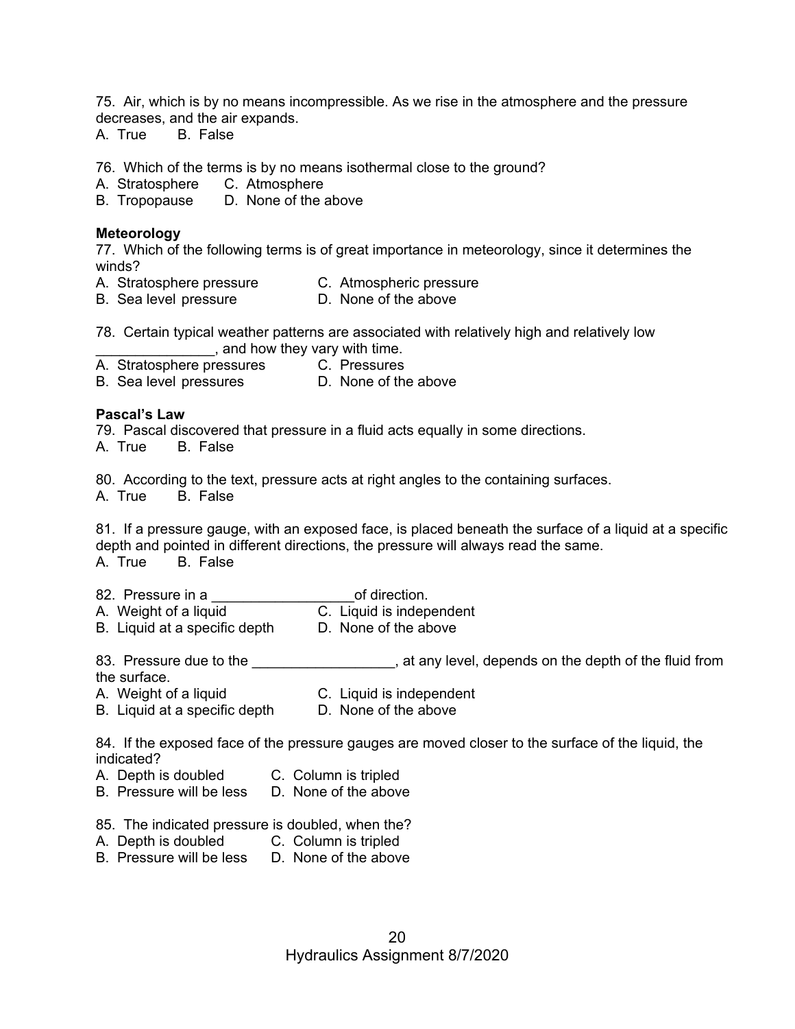75. Air, which is by no means incompressible. As we rise in the atmosphere and the pressure decreases, and the air expands.
A. True B. False

76. Which of the terms is by no means isothermal close to the ground?
A. Stratosphere C. Atmosphere
B. Tropopause D. None of the above

**Meteorology**

77. Which of the following terms is of great importance in meteorology, since it determines the winds?
A. Stratosphere pressure C. Atmospheric pressure
B. Sea level pressure D. None of the above

78. Certain typical weather patterns are associated with relatively high and relatively low _______________, and how they vary with time.
A. Stratosphere pressures C. Pressures
B. Sea level pressures D. None of the above

**Pascal's Law**

79. Pascal discovered that pressure in a fluid acts equally in some directions.
A. True B. False

80. According to the text, pressure acts at right angles to the containing surfaces.
A. True B. False

81. If a pressure gauge, with an exposed face, is placed beneath the surface of a liquid at a specific depth and pointed in different directions, the pressure will always read the same.
A. True B. False

82. Pressure in a __________________of direction.
A. Weight of a liquid C. Liquid is independent
B. Liquid at a specific depth D. None of the above

83. Pressure due to the __________________, at any level, depends on the depth of the fluid from the surface.
A. Weight of a liquid C. Liquid is independent
B. Liquid at a specific depth D. None of the above

84. If the exposed face of the pressure gauges are moved closer to the surface of the liquid, the indicated?
A. Depth is doubled C. Column is tripled
B. Pressure will be less D. None of the above

85. The indicated pressure is doubled, when the?
A. Depth is doubled C. Column is tripled
B. Pressure will be less D. None of the above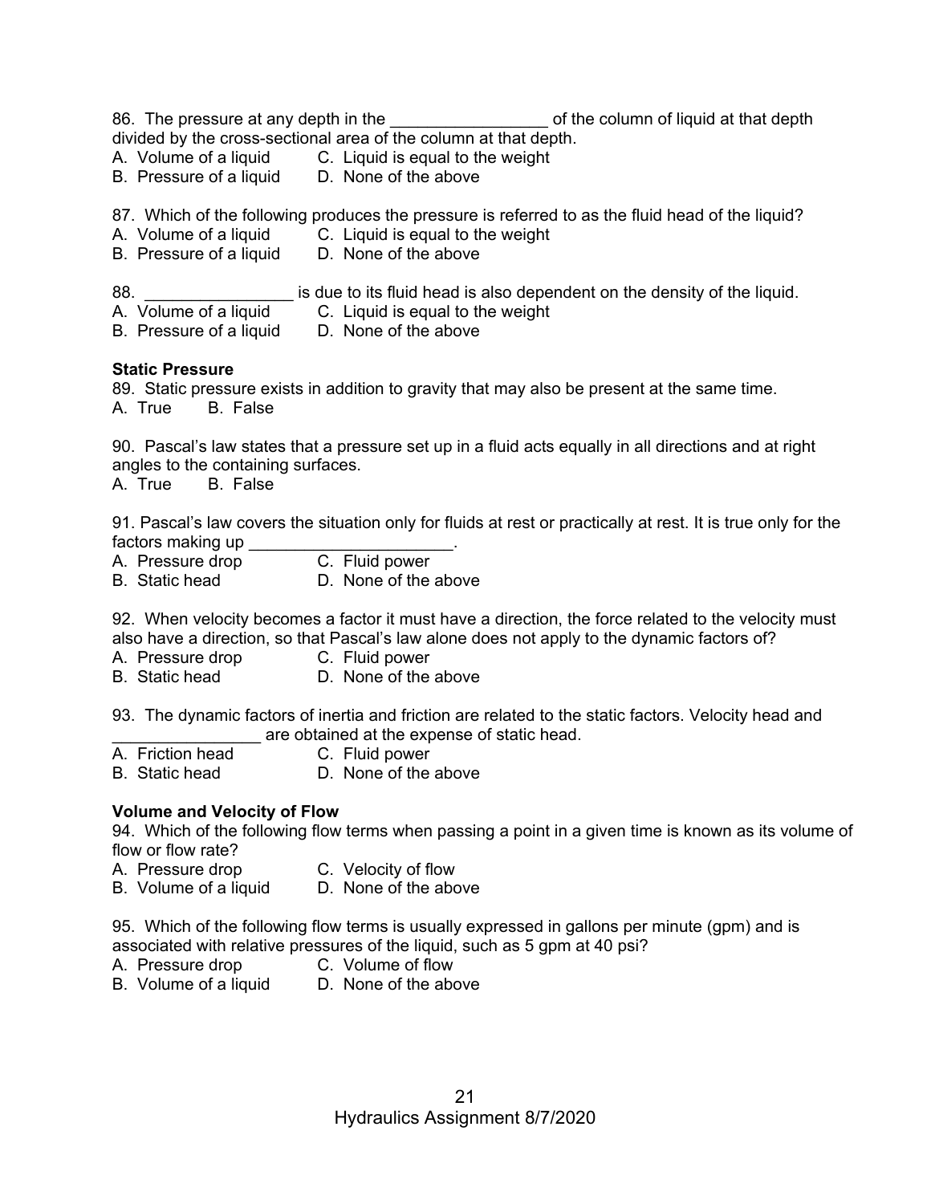86. The pressure at any depth in the _________________ of the column of liquid at that depth divided by the cross-sectional area of the column at that depth.

A. Volume of a liquid  C. Liquid is equal to the weight
B. Pressure of a liquid  D. None of the above

87. Which of the following produces the pressure is referred to as the fluid head of the liquid?

A. Volume of a liquid  C. Liquid is equal to the weight
B. Pressure of a liquid  D. None of the above

88. ________________ is due to its fluid head is also dependent on the density of the liquid.

A. Volume of a liquid  C. Liquid is equal to the weight
B. Pressure of a liquid  D. None of the above

**Static Pressure**

89. Static pressure exists in addition to gravity that may also be present at the same time.

A. True  B. False

90. Pascal's law states that a pressure set up in a fluid acts equally in all directions and at right angles to the containing surfaces.

A. True  B. False

91. Pascal's law covers the situation only for fluids at rest or practically at rest. It is true only for the factors making up ______________________.

A. Pressure drop  C. Fluid power
B. Static head  D. None of the above

92. When velocity becomes a factor it must have a direction, the force related to the velocity must also have a direction, so that Pascal's law alone does not apply to the dynamic factors of?

A. Pressure drop  C. Fluid power
B. Static head  D. None of the above

93. The dynamic factors of inertia and friction are related to the static factors. Velocity head and ________________ are obtained at the expense of static head.

A. Friction head  C. Fluid power
B. Static head  D. None of the above

**Volume and Velocity of Flow**

94. Which of the following flow terms when passing a point in a given time is known as its volume of flow or flow rate?

A. Pressure drop  C. Velocity of flow
B. Volume of a liquid  D. None of the above

95. Which of the following flow terms is usually expressed in gallons per minute (gpm) and is associated with relative pressures of the liquid, such as 5 gpm at 40 psi?

A. Pressure drop  C. Volume of flow
B. Volume of a liquid  D. None of the above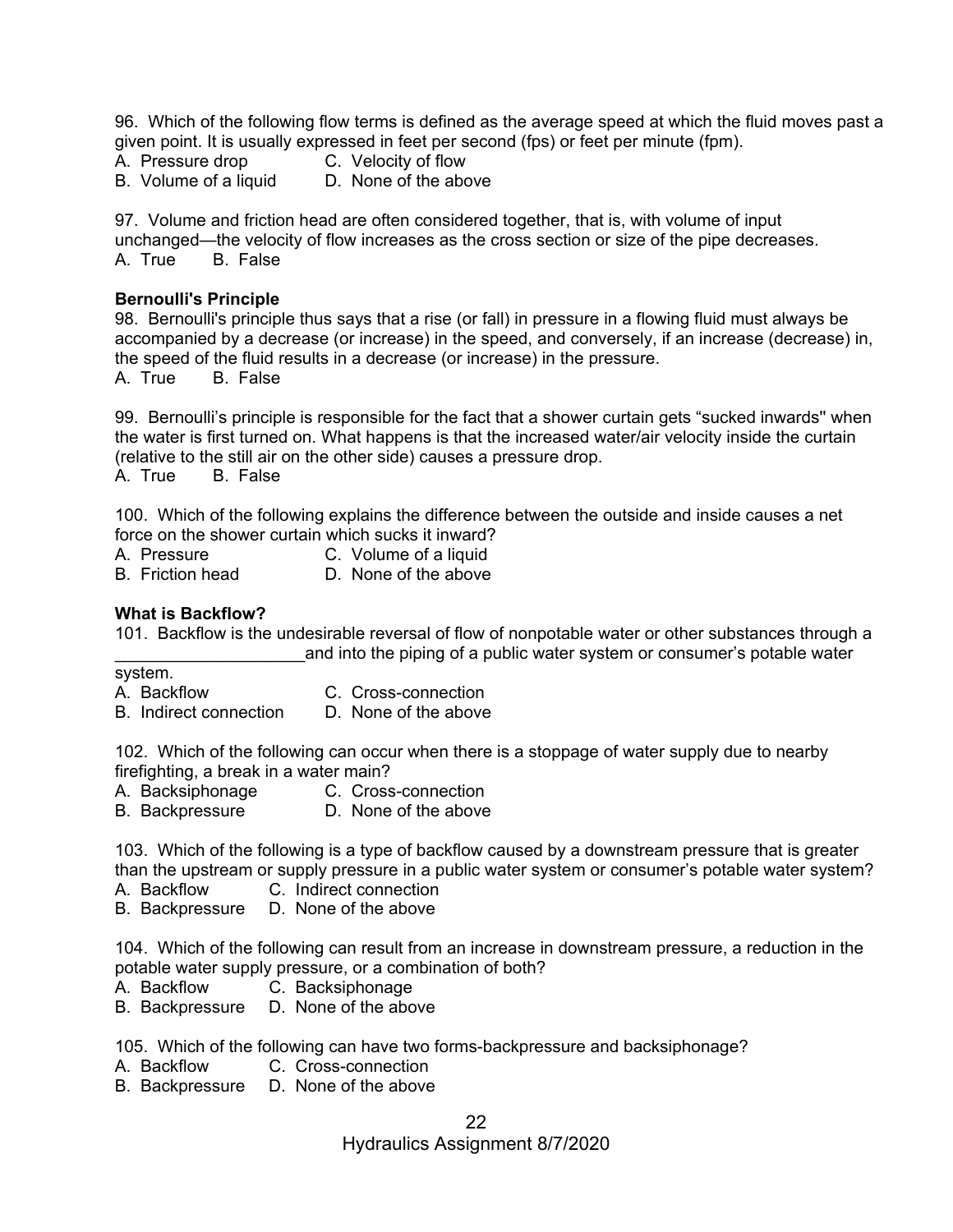96. Which of the following flow terms is defined as the average speed at which the fluid moves past a given point. It is usually expressed in feet per second (fps) or feet per minute (fpm).
A. Pressure drop
B. Volume of a liquid
C. Velocity of flow
D. None of the above

97. Volume and friction head are often considered together, that is, with volume of input unchanged—the velocity of flow increases as the cross section or size of the pipe decreases.
A. True B. False

**Bernoulli's Principle**

98. Bernoulli's principle thus says that a rise (or fall) in pressure in a flowing fluid must always be accompanied by a decrease (or increase) in the speed, and conversely, if an increase (decrease) in, the speed of the fluid results in a decrease (or increase) in the pressure.
A. True B. False

99. Bernoulli's principle is responsible for the fact that a shower curtain gets "sucked inwards" when the water is first turned on. What happens is that the increased water/air velocity inside the curtain (relative to the still air on the other side) causes a pressure drop.
A. True B. False

100. Which of the following explains the difference between the outside and inside causes a net force on the shower curtain which sucks it inward?
A. Pressure
B. Friction head
C. Volume of a liquid
D. None of the above

**What is Backflow?**

101. Backflow is the undesirable reversal of flow of nonpotable water or other substances through a ____________________and into the piping of a public water system or consumer's potable water system.
A. Backflow
B. Indirect connection
C. Cross-connection
D. None of the above

102. Which of the following can occur when there is a stoppage of water supply due to nearby firefighting, a break in a water main?
A. Backsiphonage
B. Backpressure
C. Cross-connection
D. None of the above

103. Which of the following is a type of backflow caused by a downstream pressure that is greater than the upstream or supply pressure in a public water system or consumer's potable water system?
A. Backflow
B. Backpressure
C. Indirect connection
D. None of the above

104. Which of the following can result from an increase in downstream pressure, a reduction in the potable water supply pressure, or a combination of both?
A. Backflow
B. Backpressure
C. Backsiphonage
D. None of the above

105. Which of the following can have two forms-backpressure and backsiphonage?
A. Backflow
B. Backpressure
C. Cross-connection
D. None of the above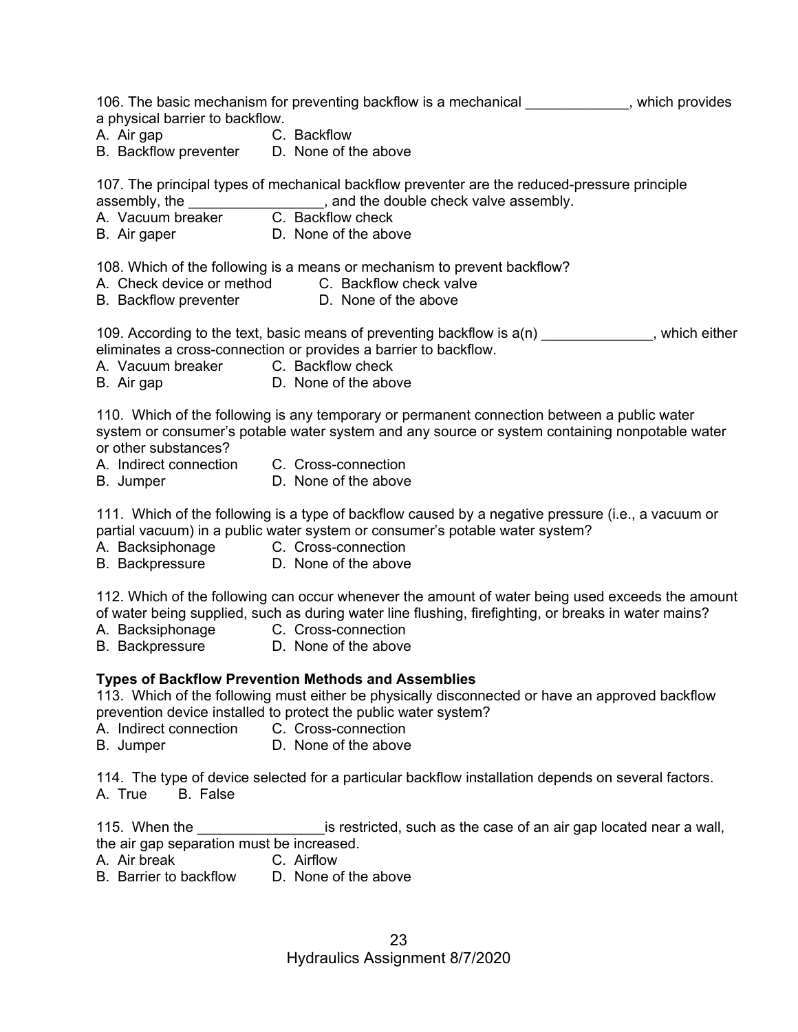106. The basic mechanism for preventing backflow is a mechanical _____________, which provides a physical barrier to backflow.
A. Air gap C. Backflow
B. Backflow preventer D. None of the above

107. The principal types of mechanical backflow preventer are the reduced-pressure principle assembly, the _________________, and the double check valve assembly.
A. Vacuum breaker C. Backflow check
B. Air gaper D. None of the above

108. Which of the following is a means or mechanism to prevent backflow?
A. Check device or method C. Backflow check valve
B. Backflow preventer D. None of the above

109. According to the text, basic means of preventing backflow is a(n) ______________, which either eliminates a cross-connection or provides a barrier to backflow.
A. Vacuum breaker C. Backflow check
B. Air gap D. None of the above

110. Which of the following is any temporary or permanent connection between a public water system or consumer's potable water system and any source or system containing nonpotable water or other substances?
A. Indirect connection C. Cross-connection
B. Jumper D. None of the above

111. Which of the following is a type of backflow caused by a negative pressure (i.e., a vacuum or partial vacuum) in a public water system or consumer's potable water system?
A. Backsiphonage C. Cross-connection
B. Backpressure D. None of the above

112. Which of the following can occur whenever the amount of water being used exceeds the amount of water being supplied, such as during water line flushing, firefighting, or breaks in water mains?
A. Backsiphonage C. Cross-connection
B. Backpressure D. None of the above

**Types of Backflow Prevention Methods and Assemblies**

113. Which of the following must either be physically disconnected or have an approved backflow prevention device installed to protect the public water system?
A. Indirect connection C. Cross-connection
B. Jumper D. None of the above

114. The type of device selected for a particular backflow installation depends on several factors.
A. True B. False

115. When the ________________is restricted, such as the case of an air gap located near a wall, the air gap separation must be increased.
A. Air break C. Airflow
B. Barrier to backflow D. None of the above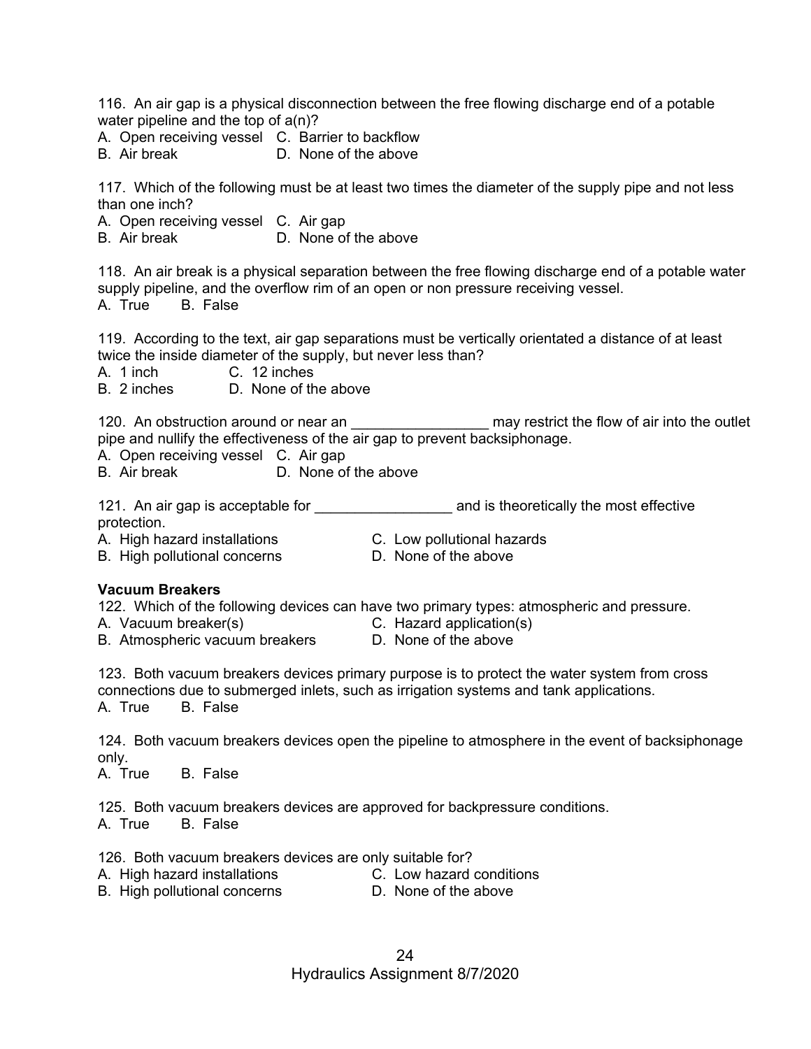116. An air gap is a physical disconnection between the free flowing discharge end of a potable water pipeline and the top of a(n)?

A. Open receiving vessel  C. Barrier to backflow
B. Air break  D. None of the above

117. Which of the following must be at least two times the diameter of the supply pipe and not less than one inch?

A. Open receiving vessel  C. Air gap
B. Air break  D. None of the above

118. An air break is a physical separation between the free flowing discharge end of a potable water supply pipeline, and the overflow rim of an open or non pressure receiving vessel.

A. True  B. False

119. According to the text, air gap separations must be vertically orientated a distance of at least twice the inside diameter of the supply, but never less than?

A. 1 inch  C. 12 inches
B. 2 inches  D. None of the above

120. An obstruction around or near an _________________ may restrict the flow of air into the outlet pipe and nullify the effectiveness of the air gap to prevent backsiphonage.

A. Open receiving vessel  C. Air gap
B. Air break  D. None of the above

121. An air gap is acceptable for _________________ and is theoretically the most effective protection.

A. High hazard installations  C. Low pollutional hazards
B. High pollutional concerns  D. None of the above

**Vacuum Breakers**

122. Which of the following devices can have two primary types: atmospheric and pressure.

A. Vacuum breaker(s)  C. Hazard application(s)
B. Atmospheric vacuum breakers  D. None of the above

123. Both vacuum breakers devices primary purpose is to protect the water system from cross connections due to submerged inlets, such as irrigation systems and tank applications.

A. True  B. False

124. Both vacuum breakers devices open the pipeline to atmosphere in the event of backsiphonage only.

A. True  B. False

125. Both vacuum breakers devices are approved for backpressure conditions.

A. True  B. False

126. Both vacuum breakers devices are only suitable for?

A. High hazard installations  C. Low hazard conditions
B. High pollutional concerns  D. None of the above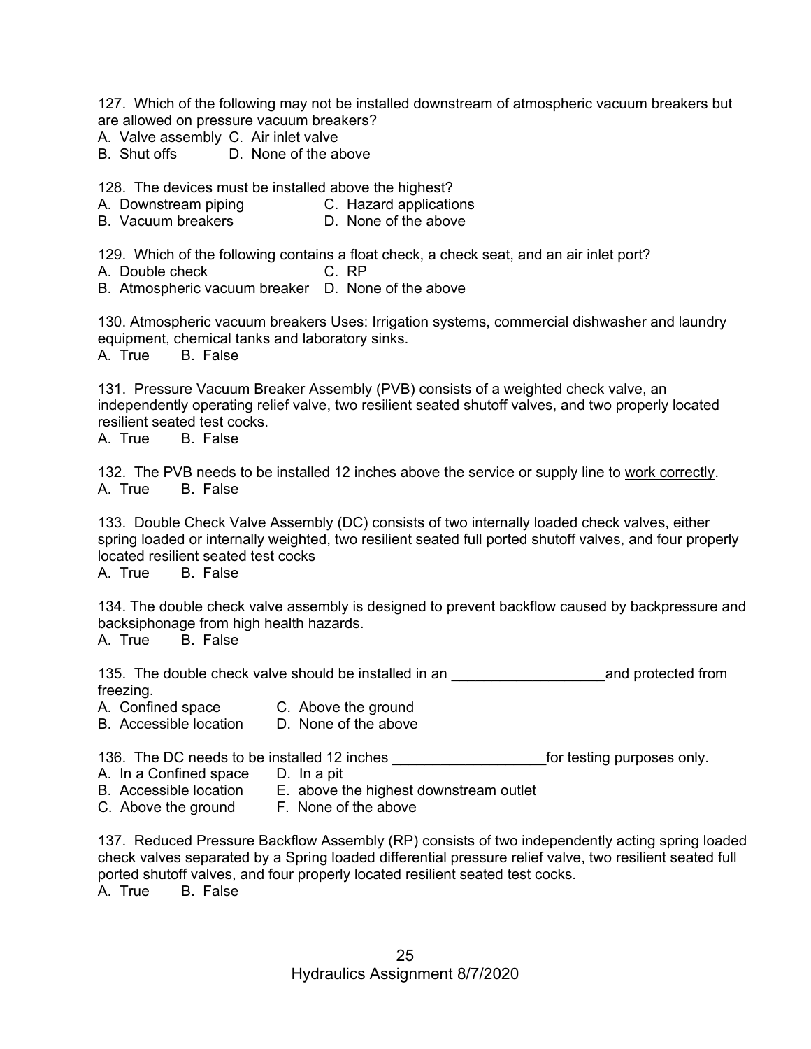127. Which of the following may not be installed downstream of atmospheric vacuum breakers but are allowed on pressure vacuum breakers?

A. Valve assembly C. Air inlet valve
B. Shut offs D. None of the above

128. The devices must be installed above the highest?

A. Downstream piping C. Hazard applications
B. Vacuum breakers D. None of the above

129. Which of the following contains a float check, a check seat, and an air inlet port?

A. Double check C. RP
B. Atmospheric vacuum breaker D. None of the above

130. Atmospheric vacuum breakers Uses: Irrigation systems, commercial dishwasher and laundry equipment, chemical tanks and laboratory sinks.

A. True B. False

131. Pressure Vacuum Breaker Assembly (PVB) consists of a weighted check valve, an independently operating relief valve, two resilient seated shutoff valves, and two properly located resilient seated test cocks.

A. True B. False

132. The PVB needs to be installed 12 inches above the service or supply line to <u>work correctly</u>.

A. True B. False

133. Double Check Valve Assembly (DC) consists of two internally loaded check valves, either spring loaded or internally weighted, two resilient seated full ported shutoff valves, and four properly located resilient seated test cocks

A. True B. False

134. The double check valve assembly is designed to prevent backflow caused by backpressure and backsiphonage from high health hazards.

A. True B. False

135. The double check valve should be installed in an ___________________and protected from freezing.

A. Confined space C. Above the ground
B. Accessible location D. None of the above

136. The DC needs to be installed 12 inches ___________________for testing purposes only.

A. In a Confined space D. In a pit
B. Accessible location E. above the highest downstream outlet
C. Above the ground F. None of the above

137. Reduced Pressure Backflow Assembly (RP) consists of two independently acting spring loaded check valves separated by a Spring loaded differential pressure relief valve, two resilient seated full ported shutoff valves, and four properly located resilient seated test cocks.

A. True B. False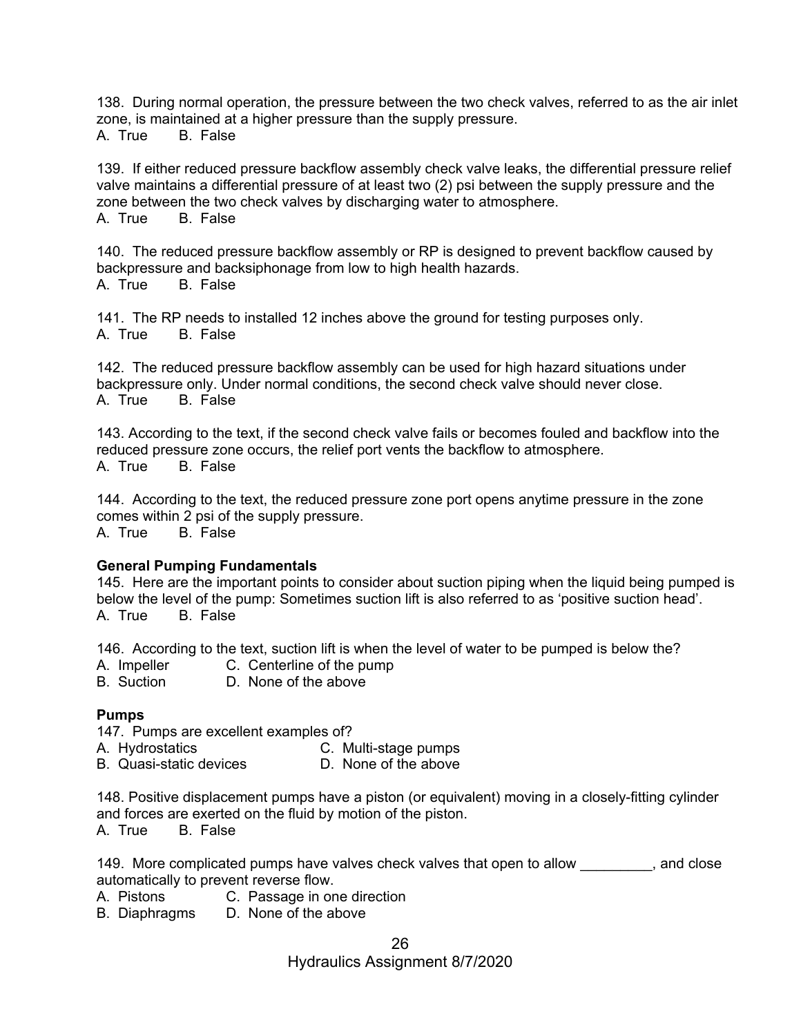138. During normal operation, the pressure between the two check valves, referred to as the air inlet zone, is maintained at a higher pressure than the supply pressure.
A. True B. False

139. If either reduced pressure backflow assembly check valve leaks, the differential pressure relief valve maintains a differential pressure of at least two (2) psi between the supply pressure and the zone between the two check valves by discharging water to atmosphere.
A. True B. False

140. The reduced pressure backflow assembly or RP is designed to prevent backflow caused by backpressure and backsiphonage from low to high health hazards.
A. True B. False

141. The RP needs to installed 12 inches above the ground for testing purposes only.
A. True B. False

142. The reduced pressure backflow assembly can be used for high hazard situations under backpressure only. Under normal conditions, the second check valve should never close.
A. True B. False

143. According to the text, if the second check valve fails or becomes fouled and backflow into the reduced pressure zone occurs, the relief port vents the backflow to atmosphere.
A. True B. False

144. According to the text, the reduced pressure zone port opens anytime pressure in the zone comes within 2 psi of the supply pressure.
A. True B. False

**General Pumping Fundamentals**

145. Here are the important points to consider about suction piping when the liquid being pumped is below the level of the pump: Sometimes suction lift is also referred to as 'positive suction head'.
A. True B. False

146. According to the text, suction lift is when the level of water to be pumped is below the?
A. Impeller C. Centerline of the pump
B. Suction D. None of the above

**Pumps**

147. Pumps are excellent examples of?
A. Hydrostatics C. Multi-stage pumps
B. Quasi-static devices D. None of the above

148. Positive displacement pumps have a piston (or equivalent) moving in a closely-fitting cylinder and forces are exerted on the fluid by motion of the piston.
A. True B. False

149. More complicated pumps have valves check valves that open to allow _________, and close automatically to prevent reverse flow.
A. Pistons C. Passage in one direction
B. Diaphragms D. None of the above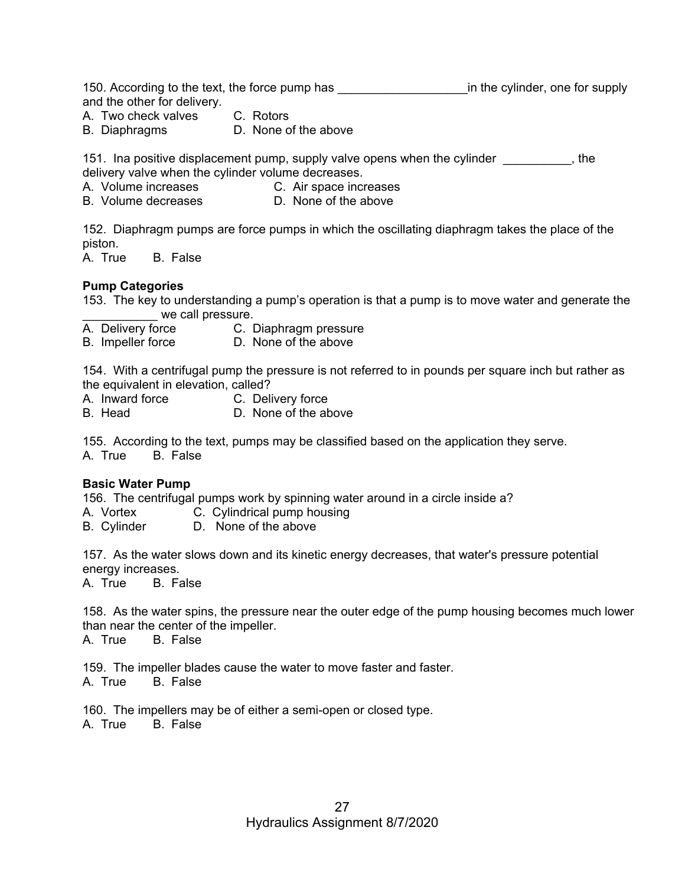150. According to the text, the force pump has ___________________in the cylinder, one for supply and the other for delivery.
A. Two check valves  C. Rotors
B. Diaphragms  D. None of the above

151. Ina positive displacement pump, supply valve opens when the cylinder __________, the delivery valve when the cylinder volume decreases.
A. Volume increases  C. Air space increases
B. Volume decreases  D. None of the above

152. Diaphragm pumps are force pumps in which the oscillating diaphragm takes the place of the piston.
A. True  B. False

**Pump Categories**

153. The key to understanding a pump's operation is that a pump is to move water and generate the ___________ we call pressure.
A. Delivery force  C. Diaphragm pressure
B. Impeller force  D. None of the above

154. With a centrifugal pump the pressure is not referred to in pounds per square inch but rather as the equivalent in elevation, called?
A. Inward force  C. Delivery force
B. Head  D. None of the above

155. According to the text, pumps may be classified based on the application they serve.
A. True  B. False

**Basic Water Pump**

156. The centrifugal pumps work by spinning water around in a circle inside a?
A. Vortex  C. Cylindrical pump housing
B. Cylinder  D. None of the above

157. As the water slows down and its kinetic energy decreases, that water's pressure potential energy increases.
A. True  B. False

158. As the water spins, the pressure near the outer edge of the pump housing becomes much lower than near the center of the impeller.
A. True  B. False

159. The impeller blades cause the water to move faster and faster.
A. True  B. False

160. The impellers may be of either a semi-open or closed type.
A. True  B. False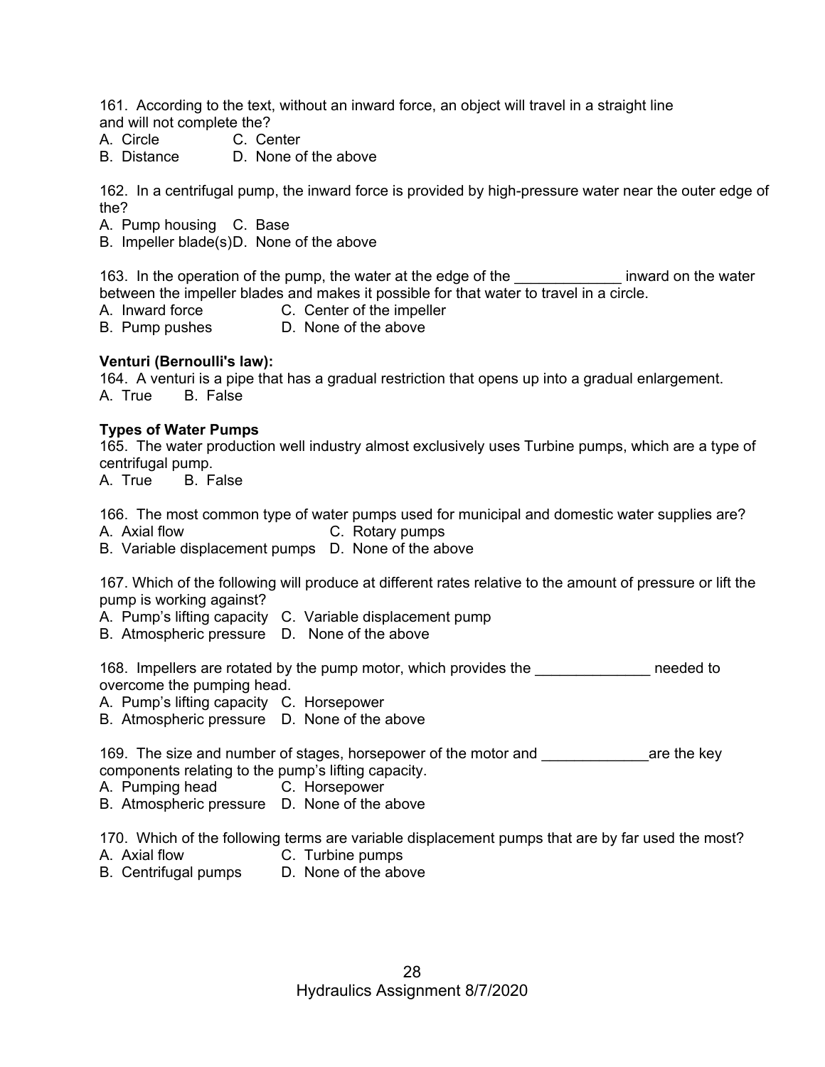161. According to the text, without an inward force, an object will travel in a straight line and will not complete the?

A. Circle　　　C. Center
B. Distance　　D. None of the above

162. In a centrifugal pump, the inward force is provided by high-pressure water near the outer edge of the?

A. Pump housing　C. Base
B. Impeller blade(s)　D. None of the above

163. In the operation of the pump, the water at the edge of the _____________ inward on the water between the impeller blades and makes it possible for that water to travel in a circle.

A. Inward force　　C. Center of the impeller
B. Pump pushes　　D. None of the above

**Venturi (Bernoulli's law):**

164. A venturi is a pipe that has a gradual restriction that opens up into a gradual enlargement.

A. True　B. False

**Types of Water Pumps**

165. The water production well industry almost exclusively uses Turbine pumps, which are a type of centrifugal pump.

A. True　B. False

166. The most common type of water pumps used for municipal and domestic water supplies are?

A. Axial flow　　　　　　C. Rotary pumps
B. Variable displacement pumps　D. None of the above

167. Which of the following will produce at different rates relative to the amount of pressure or lift the pump is working against?

A. Pump's lifting capacity　C. Variable displacement pump
B. Atmospheric pressure　D. None of the above

168. Impellers are rotated by the pump motor, which provides the ______________ needed to overcome the pumping head.

A. Pump's lifting capacity　C. Horsepower
B. Atmospheric pressure　D. None of the above

169. The size and number of stages, horsepower of the motor and _____________are the key components relating to the pump's lifting capacity.

A. Pumping head　　C. Horsepower
B. Atmospheric pressure　D. None of the above

170. Which of the following terms are variable displacement pumps that are by far used the most?

A. Axial flow　　　C. Turbine pumps
B. Centrifugal pumps　D. None of the above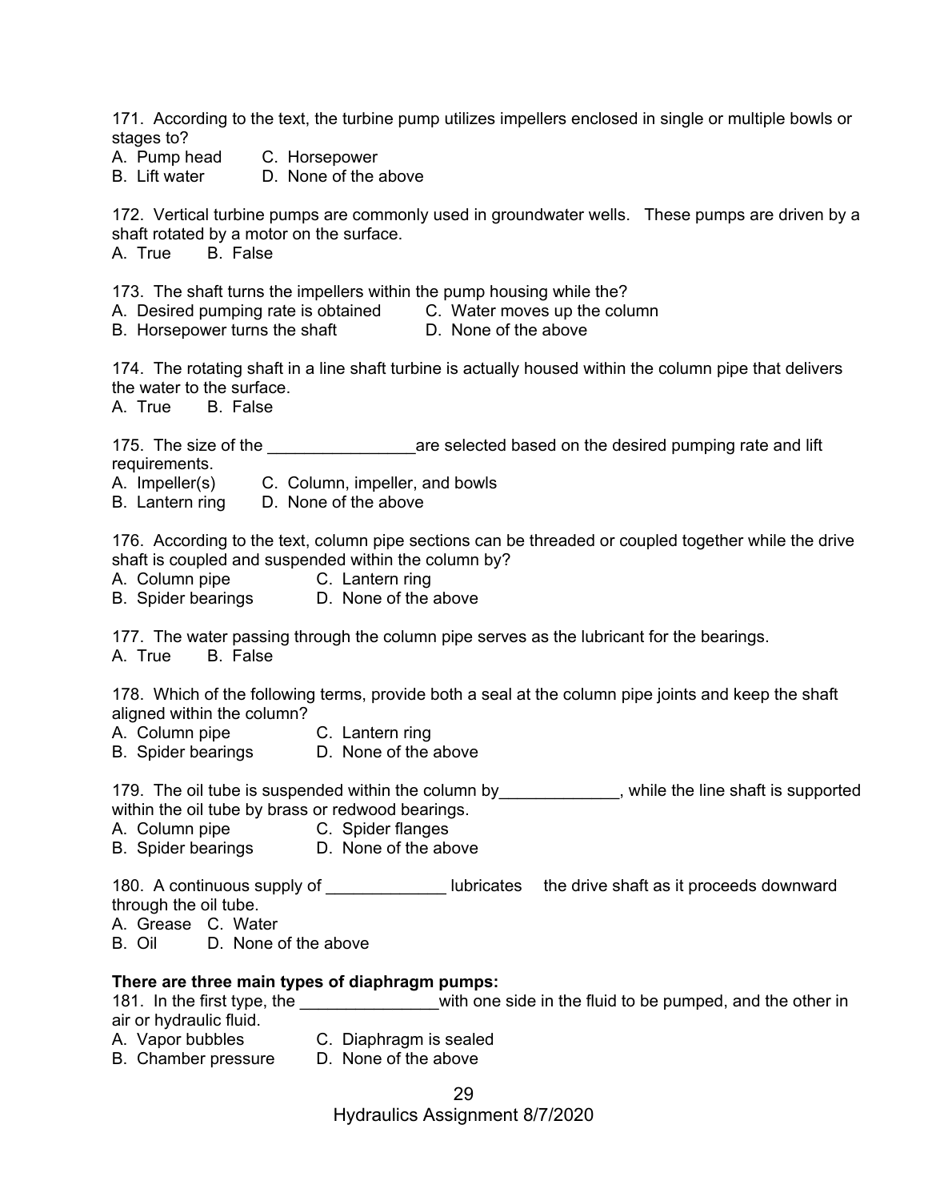171. According to the text, the turbine pump utilizes impellers enclosed in single or multiple bowls or stages to?

A. Pump head  C. Horsepower
B. Lift water  D. None of the above

172. Vertical turbine pumps are commonly used in groundwater wells. These pumps are driven by a shaft rotated by a motor on the surface.

A. True  B. False

173. The shaft turns the impellers within the pump housing while the?

A. Desired pumping rate is obtained  C. Water moves up the column
B. Horsepower turns the shaft  D. None of the above

174. The rotating shaft in a line shaft turbine is actually housed within the column pipe that delivers the water to the surface.

A. True  B. False

175. The size of the ________________are selected based on the desired pumping rate and lift requirements.

A. Impeller(s)  C. Column, impeller, and bowls
B. Lantern ring  D. None of the above

176. According to the text, column pipe sections can be threaded or coupled together while the drive shaft is coupled and suspended within the column by?

A. Column pipe  C. Lantern ring
B. Spider bearings  D. None of the above

177. The water passing through the column pipe serves as the lubricant for the bearings.

A. True  B. False

178. Which of the following terms, provide both a seal at the column pipe joints and keep the shaft aligned within the column?

A. Column pipe  C. Lantern ring
B. Spider bearings  D. None of the above

179. The oil tube is suspended within the column by_____________, while the line shaft is supported within the oil tube by brass or redwood bearings.

A. Column pipe  C. Spider flanges
B. Spider bearings  D. None of the above

180. A continuous supply of _____________ lubricates the drive shaft as it proceeds downward through the oil tube.

A. Grease  C. Water
B. Oil  D. None of the above

**There are three main types of diaphragm pumps:**

181. In the first type, the _______________with one side in the fluid to be pumped, and the other in air or hydraulic fluid.

A. Vapor bubbles  C. Diaphragm is sealed
B. Chamber pressure  D. None of the above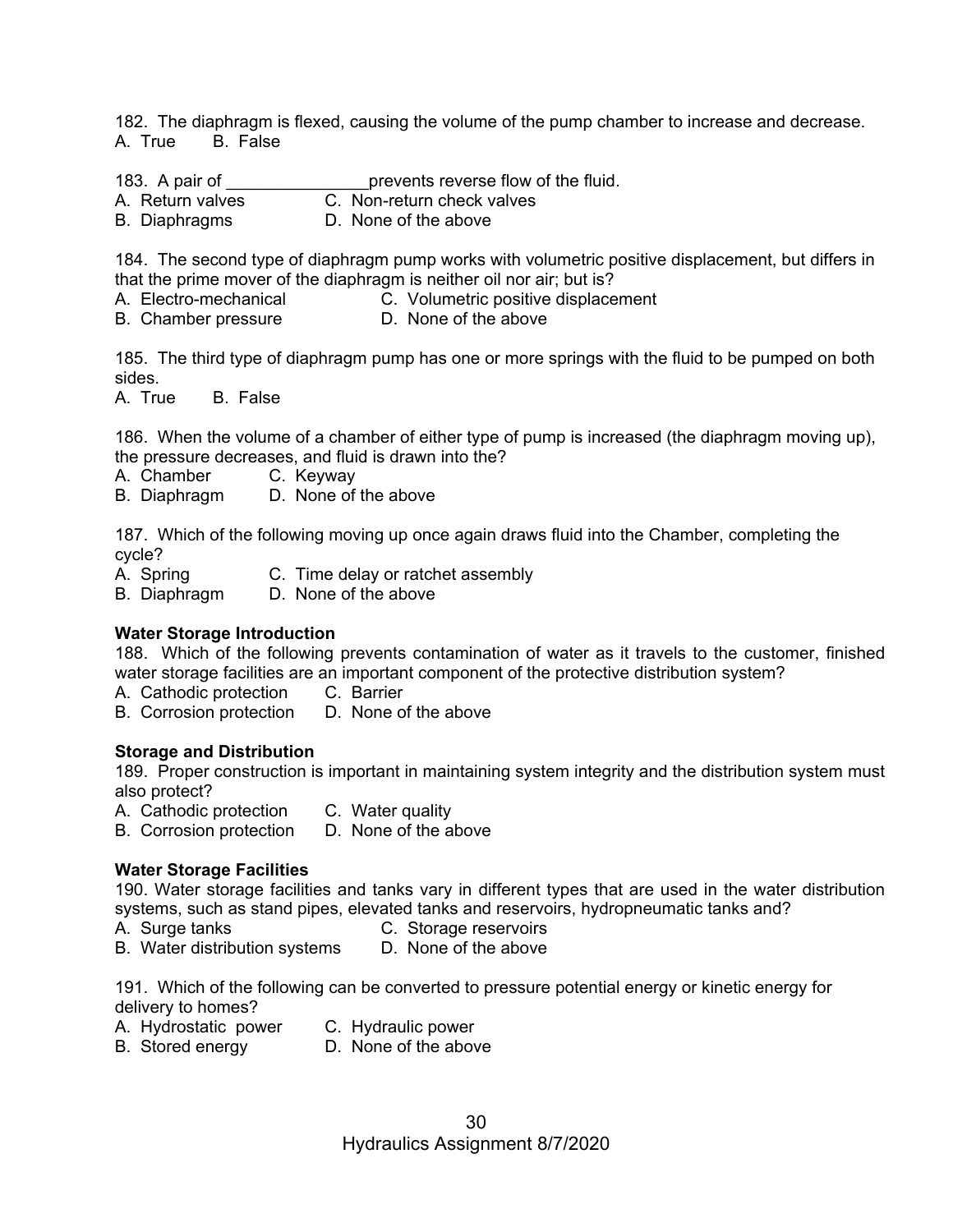182. The diaphragm is flexed, causing the volume of the pump chamber to increase and decrease.
A. True B. False

183. A pair of _______________prevents reverse flow of the fluid.
A. Return valves C. Non-return check valves
B. Diaphragms D. None of the above

184. The second type of diaphragm pump works with volumetric positive displacement, but differs in that the prime mover of the diaphragm is neither oil nor air; but is?
A. Electro-mechanical C. Volumetric positive displacement
B. Chamber pressure D. None of the above

185. The third type of diaphragm pump has one or more springs with the fluid to be pumped on both sides.
A. True B. False

186. When the volume of a chamber of either type of pump is increased (the diaphragm moving up), the pressure decreases, and fluid is drawn into the?
A. Chamber C. Keyway
B. Diaphragm D. None of the above

187. Which of the following moving up once again draws fluid into the Chamber, completing the cycle?
A. Spring C. Time delay or ratchet assembly
B. Diaphragm D. None of the above

**Water Storage Introduction**

188. Which of the following prevents contamination of water as it travels to the customer, finished water storage facilities are an important component of the protective distribution system?
A. Cathodic protection C. Barrier
B. Corrosion protection D. None of the above

**Storage and Distribution**

189. Proper construction is important in maintaining system integrity and the distribution system must also protect?
A. Cathodic protection C. Water quality
B. Corrosion protection D. None of the above

**Water Storage Facilities**

190. Water storage facilities and tanks vary in different types that are used in the water distribution systems, such as stand pipes, elevated tanks and reservoirs, hydropneumatic tanks and?
A. Surge tanks C. Storage reservoirs
B. Water distribution systems D. None of the above

191. Which of the following can be converted to pressure potential energy or kinetic energy for delivery to homes?
A. Hydrostatic power C. Hydraulic power
B. Stored energy D. None of the above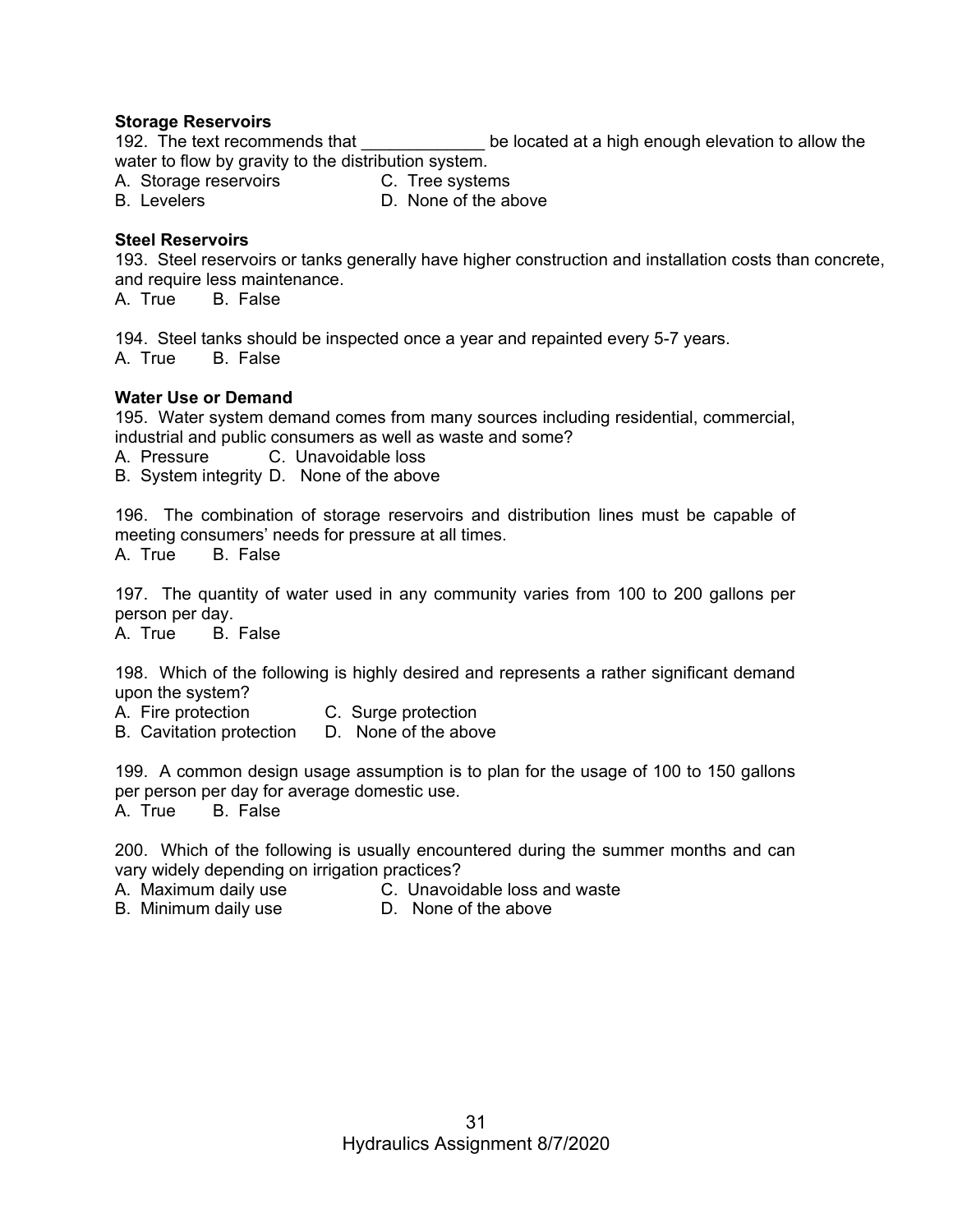**Storage Reservoirs**

192. The text recommends that _____________ be located at a high enough elevation to allow the water to flow by gravity to the distribution system.

A. Storage reservoirs
B. Levelers
C. Tree systems
D. None of the above

**Steel Reservoirs**

193. Steel reservoirs or tanks generally have higher construction and installation costs than concrete, and require less maintenance.

A. True B. False

194. Steel tanks should be inspected once a year and repainted every 5-7 years.

A. True B. False

**Water Use or Demand**

195. Water system demand comes from many sources including residential, commercial, industrial and public consumers as well as waste and some?

A. Pressure
B. System integrity
C. Unavoidable loss
D. None of the above

196. The combination of storage reservoirs and distribution lines must be capable of meeting consumers' needs for pressure at all times.

A. True B. False

197. The quantity of water used in any community varies from 100 to 200 gallons per person per day.

A. True B. False

198. Which of the following is highly desired and represents a rather significant demand upon the system?

A. Fire protection
B. Cavitation protection
C. Surge protection
D. None of the above

199. A common design usage assumption is to plan for the usage of 100 to 150 gallons per person per day for average domestic use.

A. True B. False

200. Which of the following is usually encountered during the summer months and can vary widely depending on irrigation practices?

A. Maximum daily use
B. Minimum daily use
C. Unavoidable loss and waste
D. None of the above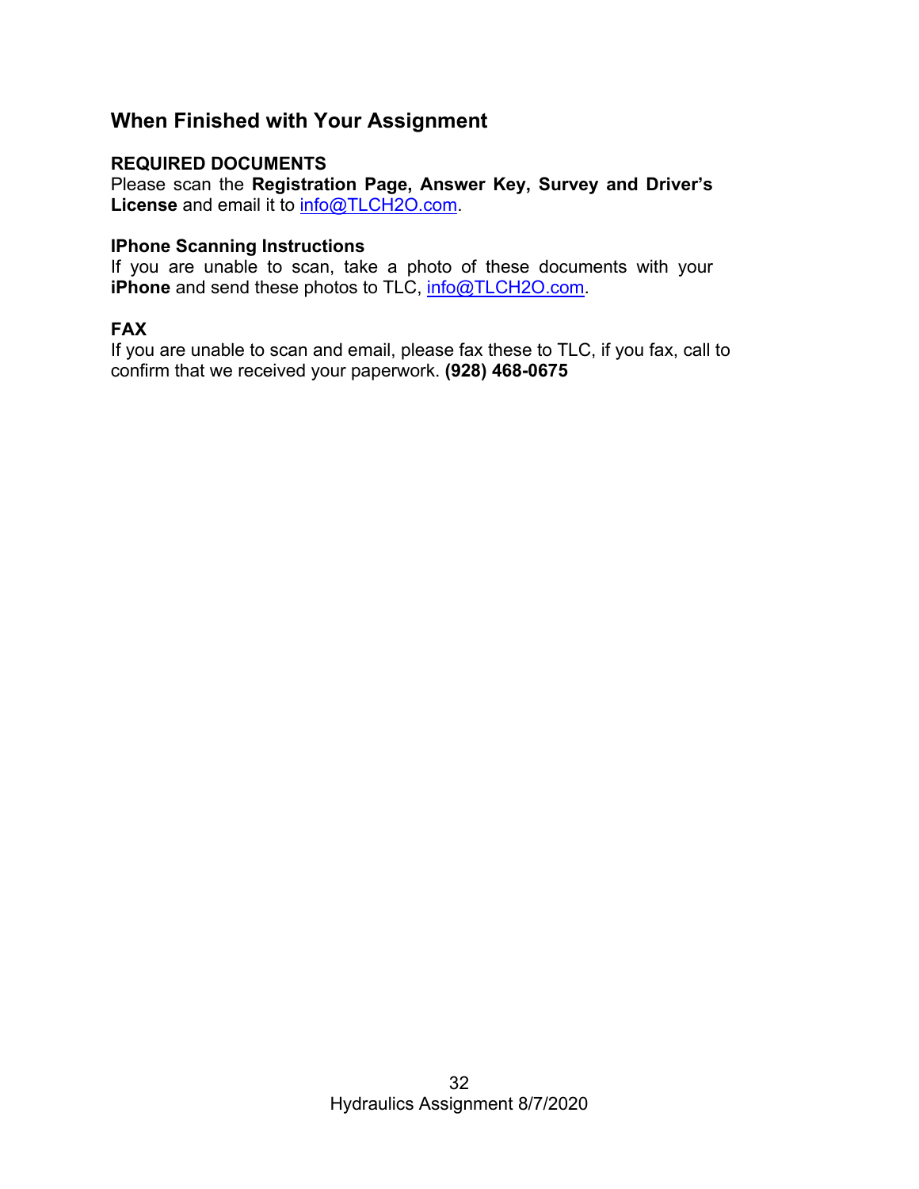## When Finished with Your Assignment

**REQUIRED DOCUMENTS**
Please scan the **Registration Page, Answer Key, Survey and Driver's License** and email it to info@TLCH2O.com.

**IPhone Scanning Instructions**
If you are unable to scan, take a photo of these documents with your **iPhone** and send these photos to TLC, info@TLCH2O.com.

**FAX**
If you are unable to scan and email, please fax these to TLC, if you fax, call to confirm that we received your paperwork. **(928) 468-0675**